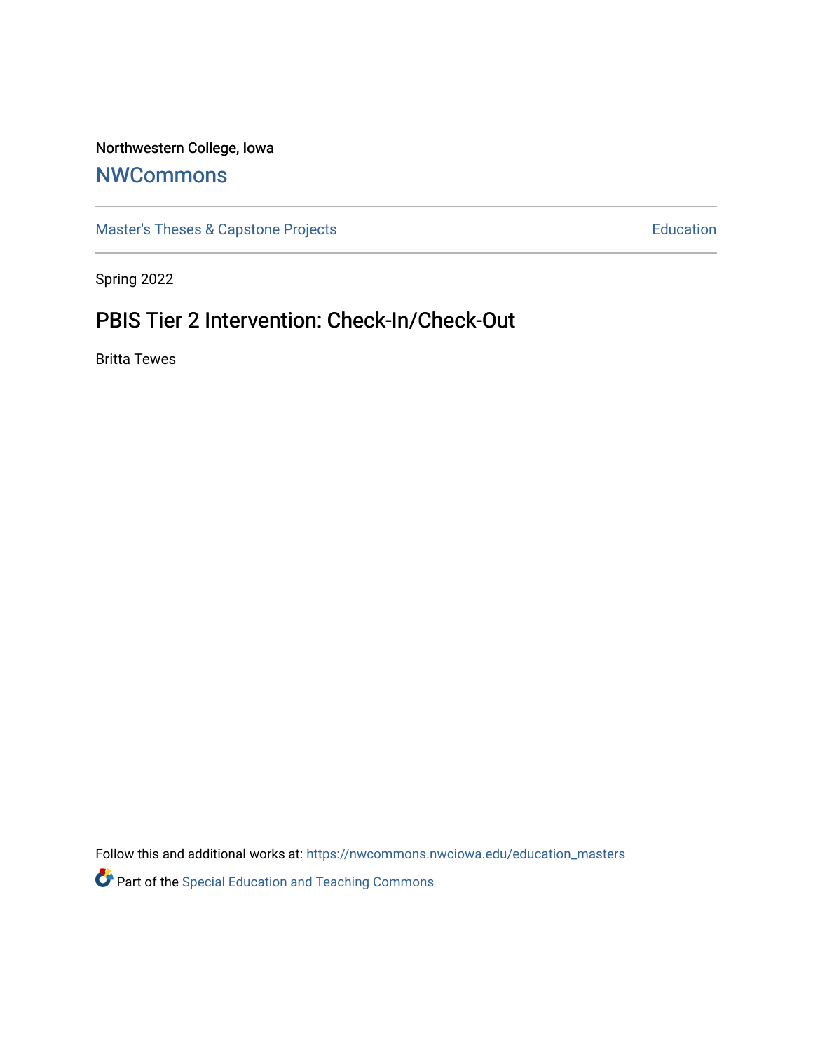Northwestern College, Iowa

# NWCommons

Master's Theses & Capstone Projects | Education

Spring 2022

## PBIS Tier 2 Intervention: Check-In/Check-Out

Britta Tewes

Follow this and additional works at: https://nwcommons.nwciowa.edu/education_masters

Part of the Special Education and Teaching Commons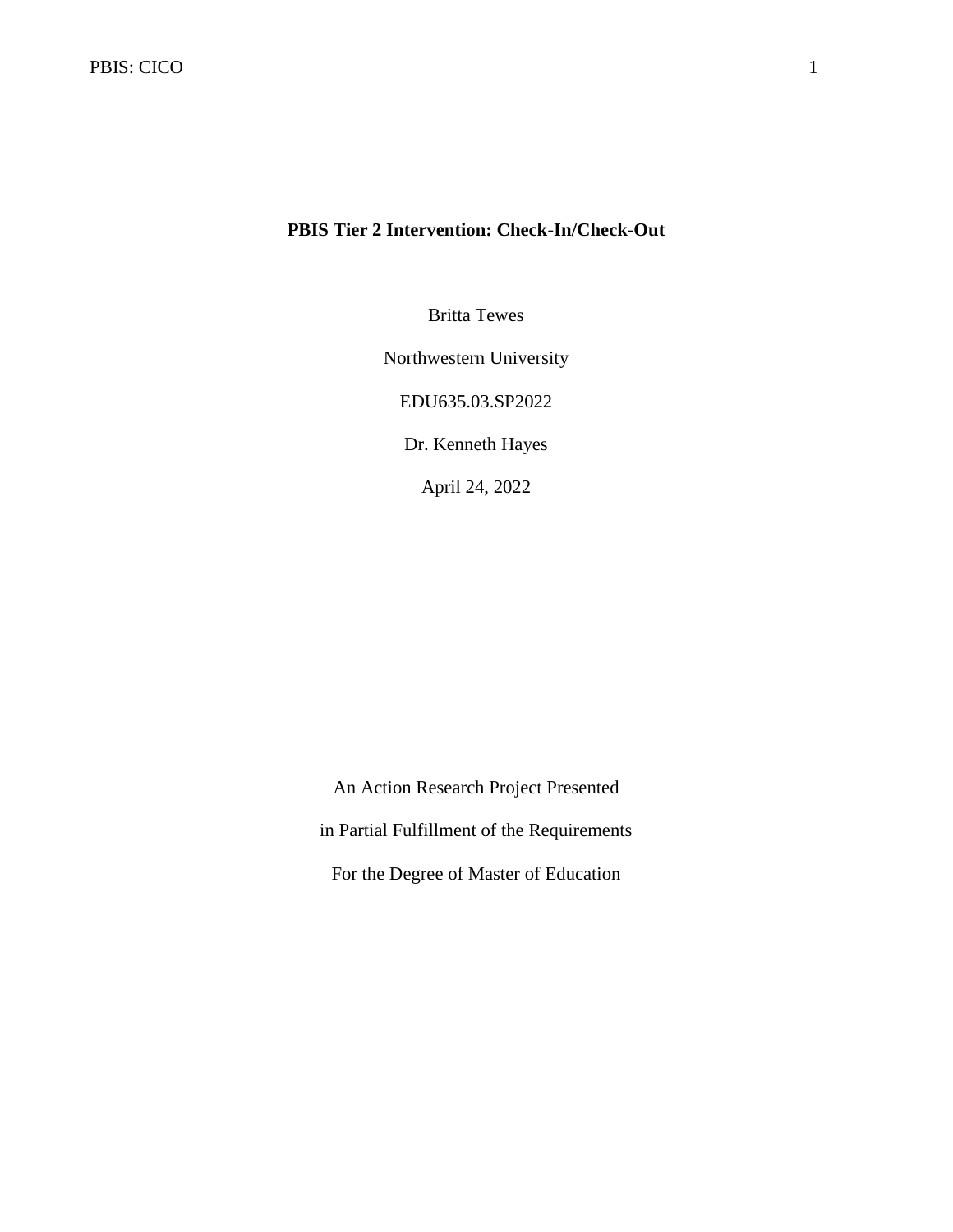**PBIS Tier 2 Intervention: Check-In/Check-Out**

Britta Tewes

Northwestern University

EDU635.03.SP2022

Dr. Kenneth Hayes

April 24, 2022

An Action Research Project Presented

in Partial Fulfillment of the Requirements

For the Degree of Master of Education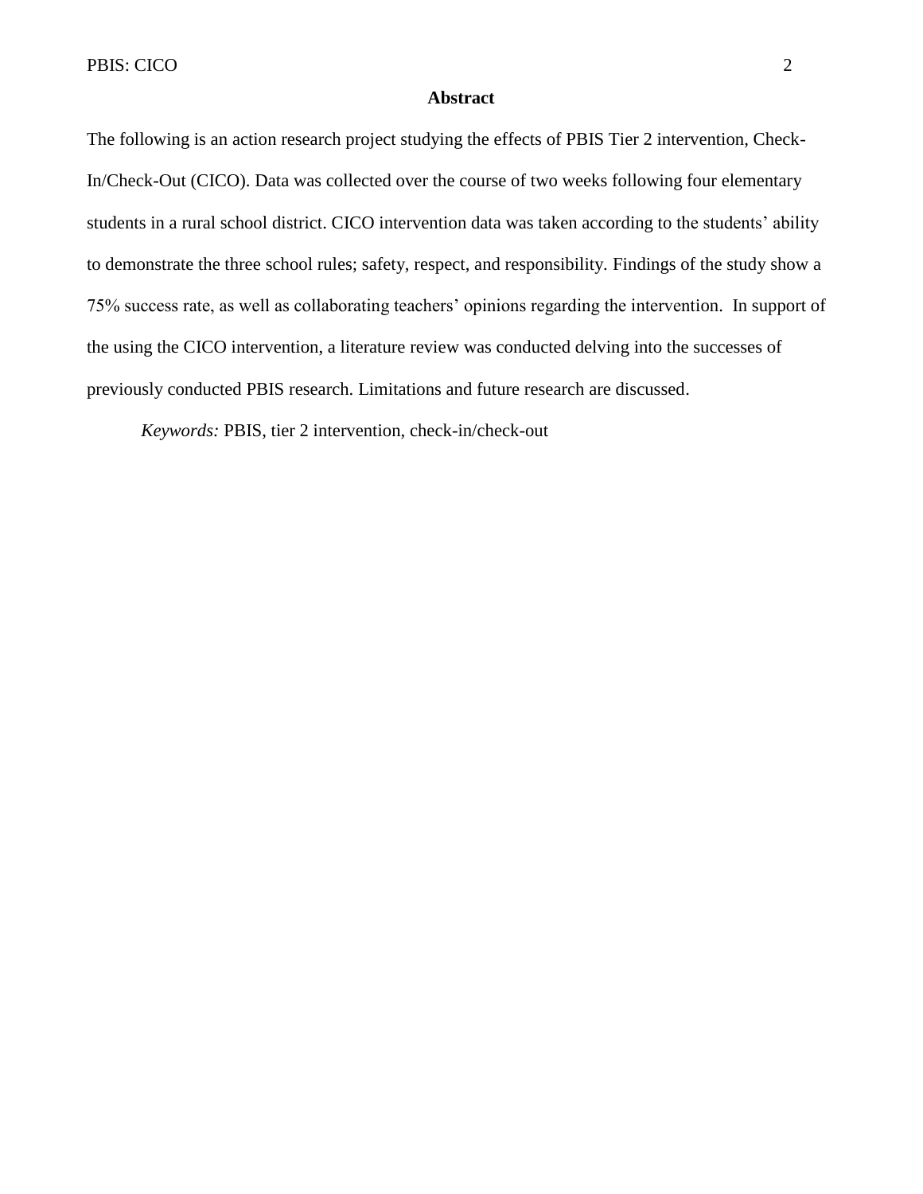## Abstract

The following is an action research project studying the effects of PBIS Tier 2 intervention, Check-In/Check-Out (CICO). Data was collected over the course of two weeks following four elementary students in a rural school district. CICO intervention data was taken according to the students' ability to demonstrate the three school rules; safety, respect, and responsibility. Findings of the study show a 75% success rate, as well as collaborating teachers' opinions regarding the intervention. In support of the using the CICO intervention, a literature review was conducted delving into the successes of previously conducted PBIS research. Limitations and future research are discussed.

*Keywords:* PBIS, tier 2 intervention, check-in/check-out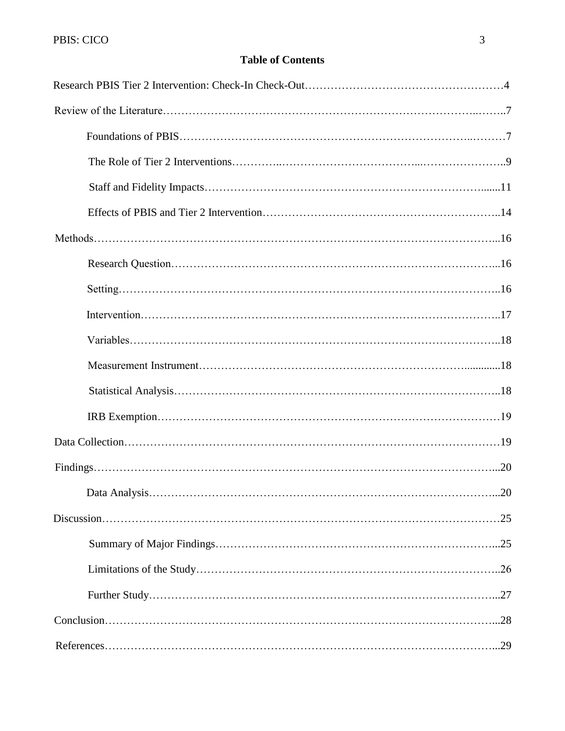**Table of Contents**

Research PBIS Tier 2 Intervention: Check-In Check-Out……………………………………………4

Review of the Literature…………………………………………………………………………..……..7

- Foundations of PBIS………………………………………………………………………..………7
- The Role of Tier 2 Interventions…………..………………………………...…………………..9
- Staff and Fidelity Impacts………………………………………………………………….......11
- Effects of PBIS and Tier 2 Intervention……………………………………………………..14

Methods……………………………………………………………………………………………...16

- Research Question…………………………………………….…………………………...16
- Setting…………………………………………………………………………………………..16
- Intervention…………………………………………………………………………………..17
- Variables……………………………………………………………………………………..18
- Measurement Instrument……………………………………………………………............18
- Statistical Analysis…………………………………………………………………………..18
- IRB Exemption………………………………………………………………………………19

Data Collection…………………………………………………………………………………………19

Findings……………………………………………………………………………………………...20

- Data Analysis…………………………………………………………………………………...20

Discussion……………………………………………………………………………………………25

- Summary of Major Findings…………………………………………………………………...25
- Limitations of the Study………………………………………………………………………..26
- Further Study…………………………………………………………………………………...27

Conclusion……………………………………………………………………………………………...28

References……………………………………………………………………………………………...29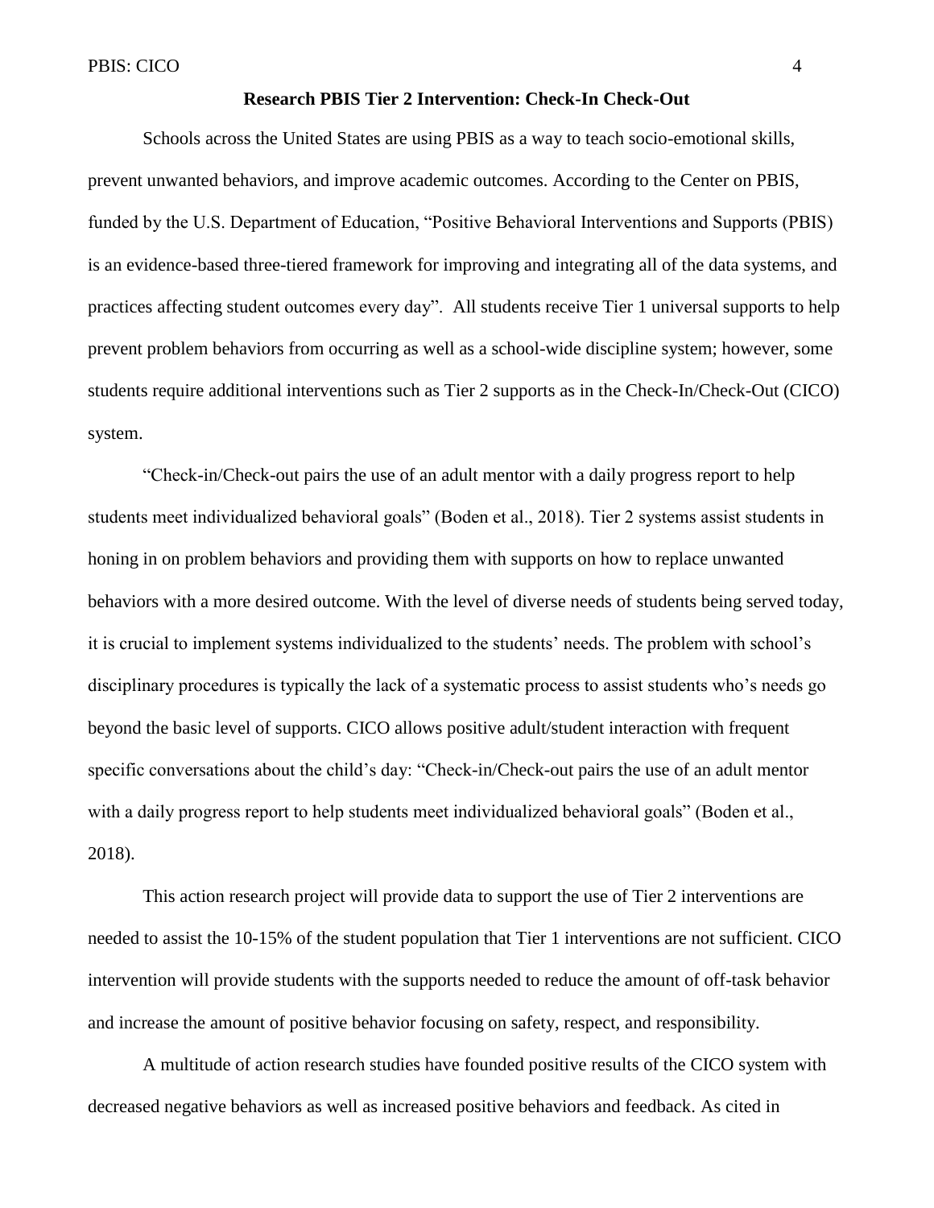**Research PBIS Tier 2 Intervention: Check-In Check-Out**

Schools across the United States are using PBIS as a way to teach socio-emotional skills, prevent unwanted behaviors, and improve academic outcomes. According to the Center on PBIS, funded by the U.S. Department of Education, "Positive Behavioral Interventions and Supports (PBIS) is an evidence-based three-tiered framework for improving and integrating all of the data systems, and practices affecting student outcomes every day". All students receive Tier 1 universal supports to help prevent problem behaviors from occurring as well as a school-wide discipline system; however, some students require additional interventions such as Tier 2 supports as in the Check-In/Check-Out (CICO) system.

"Check-in/Check-out pairs the use of an adult mentor with a daily progress report to help students meet individualized behavioral goals" (Boden et al., 2018). Tier 2 systems assist students in honing in on problem behaviors and providing them with supports on how to replace unwanted behaviors with a more desired outcome. With the level of diverse needs of students being served today, it is crucial to implement systems individualized to the students' needs. The problem with school's disciplinary procedures is typically the lack of a systematic process to assist students who's needs go beyond the basic level of supports. CICO allows positive adult/student interaction with frequent specific conversations about the child's day: "Check-in/Check-out pairs the use of an adult mentor with a daily progress report to help students meet individualized behavioral goals" (Boden et al., 2018).

This action research project will provide data to support the use of Tier 2 interventions are needed to assist the 10-15% of the student population that Tier 1 interventions are not sufficient. CICO intervention will provide students with the supports needed to reduce the amount of off-task behavior and increase the amount of positive behavior focusing on safety, respect, and responsibility.

A multitude of action research studies have founded positive results of the CICO system with decreased negative behaviors as well as increased positive behaviors and feedback. As cited in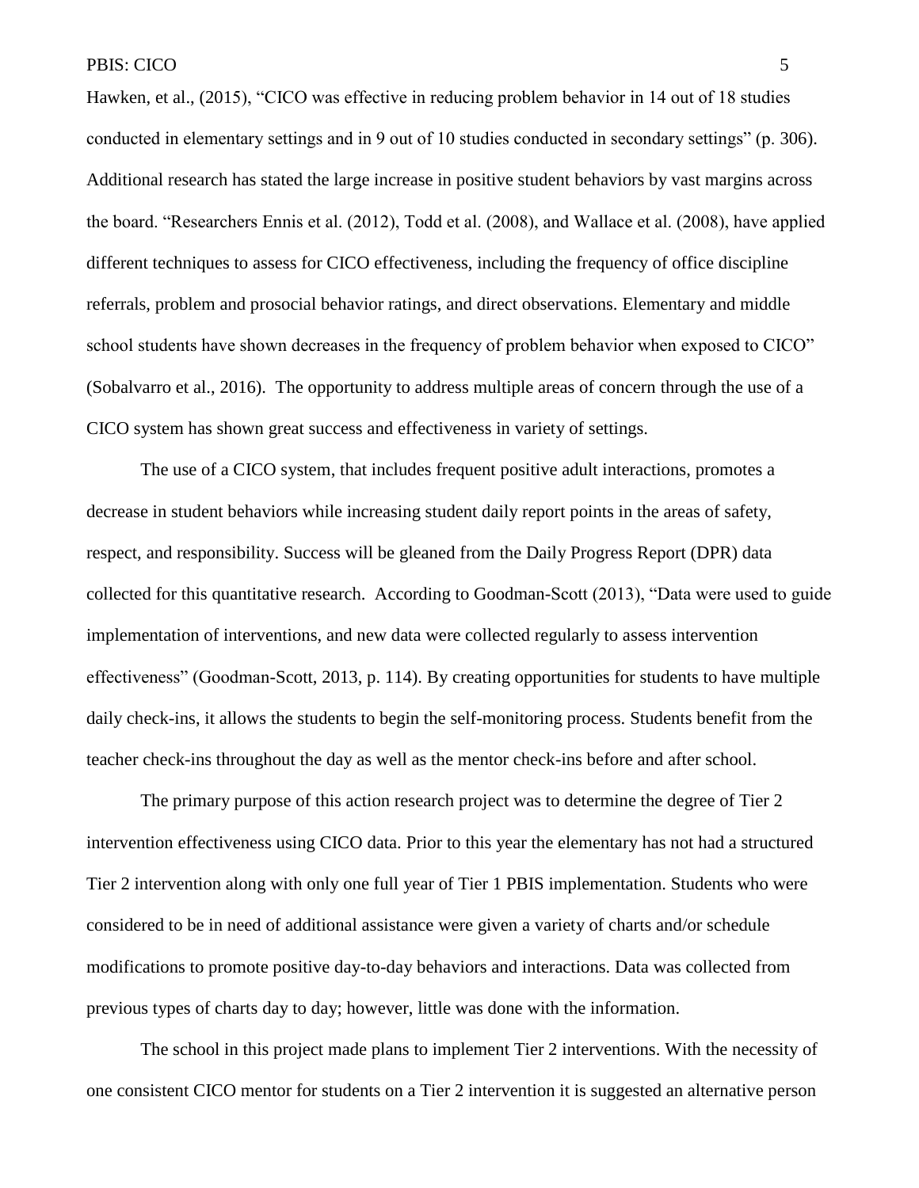Hawken, et al., (2015), "CICO was effective in reducing problem behavior in 14 out of 18 studies conducted in elementary settings and in 9 out of 10 studies conducted in secondary settings" (p. 306). Additional research has stated the large increase in positive student behaviors by vast margins across the board. "Researchers Ennis et al. (2012), Todd et al. (2008), and Wallace et al. (2008), have applied different techniques to assess for CICO effectiveness, including the frequency of office discipline referrals, problem and prosocial behavior ratings, and direct observations. Elementary and middle school students have shown decreases in the frequency of problem behavior when exposed to CICO" (Sobalvarro et al., 2016). The opportunity to address multiple areas of concern through the use of a CICO system has shown great success and effectiveness in variety of settings.

The use of a CICO system, that includes frequent positive adult interactions, promotes a decrease in student behaviors while increasing student daily report points in the areas of safety, respect, and responsibility. Success will be gleaned from the Daily Progress Report (DPR) data collected for this quantitative research. According to Goodman-Scott (2013), "Data were used to guide implementation of interventions, and new data were collected regularly to assess intervention effectiveness" (Goodman-Scott, 2013, p. 114). By creating opportunities for students to have multiple daily check-ins, it allows the students to begin the self-monitoring process. Students benefit from the teacher check-ins throughout the day as well as the mentor check-ins before and after school.

The primary purpose of this action research project was to determine the degree of Tier 2 intervention effectiveness using CICO data. Prior to this year the elementary has not had a structured Tier 2 intervention along with only one full year of Tier 1 PBIS implementation. Students who were considered to be in need of additional assistance were given a variety of charts and/or schedule modifications to promote positive day-to-day behaviors and interactions. Data was collected from previous types of charts day to day; however, little was done with the information.

The school in this project made plans to implement Tier 2 interventions. With the necessity of one consistent CICO mentor for students on a Tier 2 intervention it is suggested an alternative person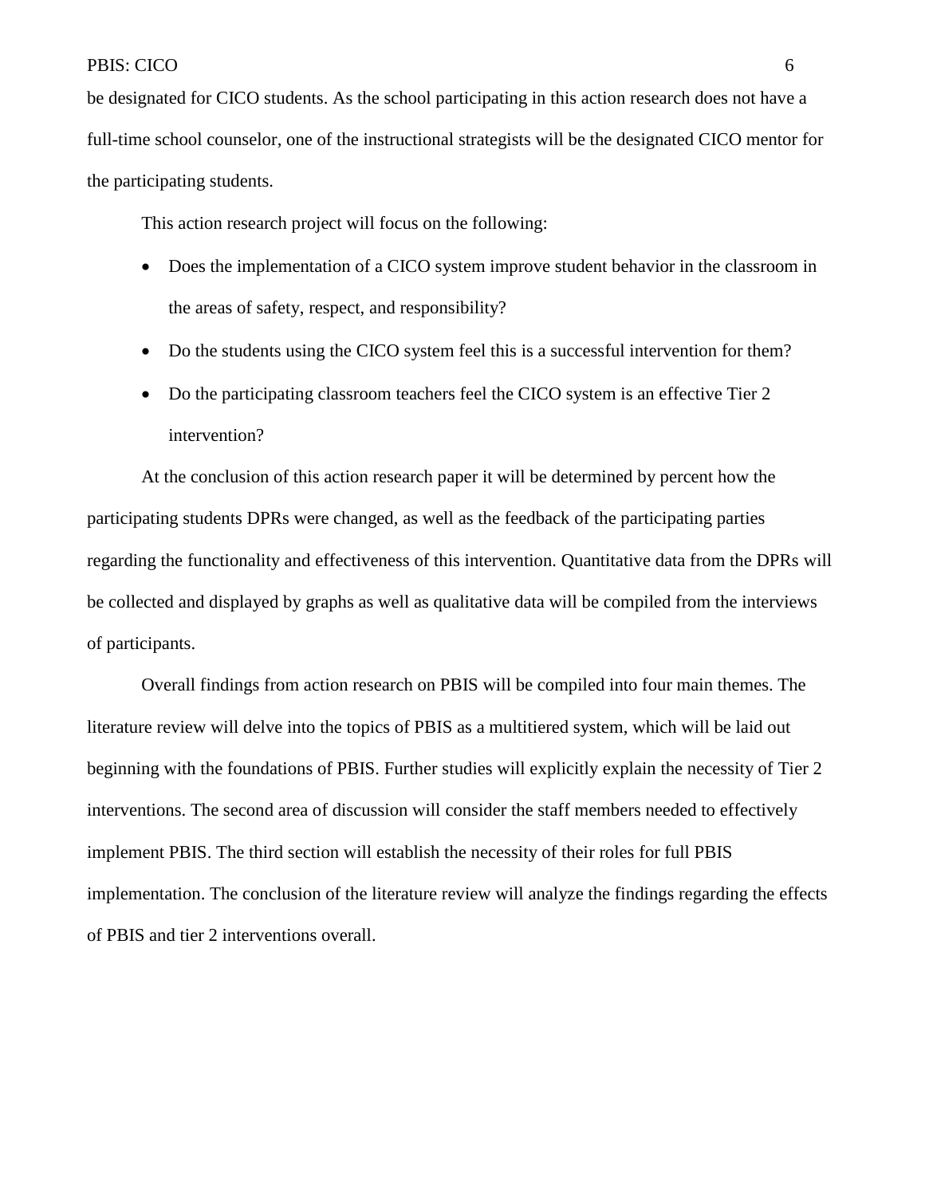be designated for CICO students. As the school participating in this action research does not have a full-time school counselor, one of the instructional strategists will be the designated CICO mentor for the participating students.

This action research project will focus on the following:

- Does the implementation of a CICO system improve student behavior in the classroom in the areas of safety, respect, and responsibility?
- Do the students using the CICO system feel this is a successful intervention for them?
- Do the participating classroom teachers feel the CICO system is an effective Tier 2 intervention?

At the conclusion of this action research paper it will be determined by percent how the participating students DPRs were changed, as well as the feedback of the participating parties regarding the functionality and effectiveness of this intervention. Quantitative data from the DPRs will be collected and displayed by graphs as well as qualitative data will be compiled from the interviews of participants.

Overall findings from action research on PBIS will be compiled into four main themes. The literature review will delve into the topics of PBIS as a multitiered system, which will be laid out beginning with the foundations of PBIS. Further studies will explicitly explain the necessity of Tier 2 interventions. The second area of discussion will consider the staff members needed to effectively implement PBIS. The third section will establish the necessity of their roles for full PBIS implementation. The conclusion of the literature review will analyze the findings regarding the effects of PBIS and tier 2 interventions overall.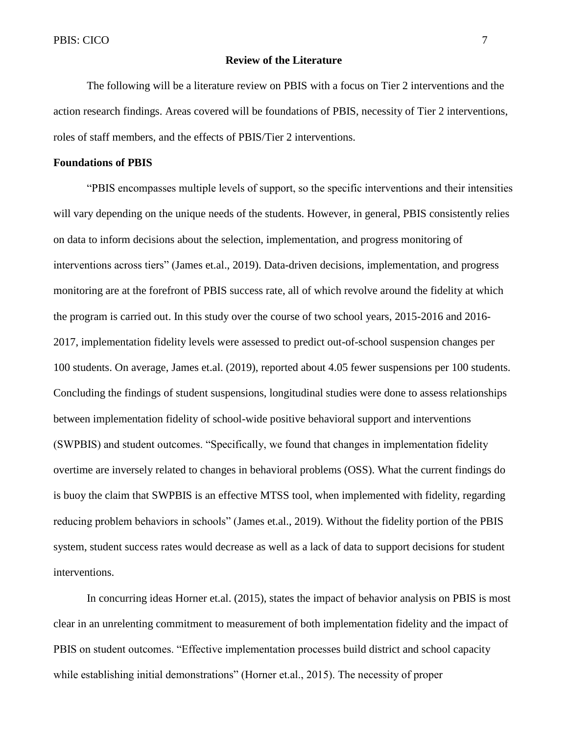## Review of the Literature

The following will be a literature review on PBIS with a focus on Tier 2 interventions and the action research findings. Areas covered will be foundations of PBIS, necessity of Tier 2 interventions, roles of staff members, and the effects of PBIS/Tier 2 interventions.

### Foundations of PBIS

"PBIS encompasses multiple levels of support, so the specific interventions and their intensities will vary depending on the unique needs of the students. However, in general, PBIS consistently relies on data to inform decisions about the selection, implementation, and progress monitoring of interventions across tiers" (James et.al., 2019). Data-driven decisions, implementation, and progress monitoring are at the forefront of PBIS success rate, all of which revolve around the fidelity at which the program is carried out. In this study over the course of two school years, 2015-2016 and 2016-2017, implementation fidelity levels were assessed to predict out-of-school suspension changes per 100 students. On average, James et.al. (2019), reported about 4.05 fewer suspensions per 100 students. Concluding the findings of student suspensions, longitudinal studies were done to assess relationships between implementation fidelity of school-wide positive behavioral support and interventions (SWPBIS) and student outcomes. "Specifically, we found that changes in implementation fidelity overtime are inversely related to changes in behavioral problems (OSS). What the current findings do is buoy the claim that SWPBIS is an effective MTSS tool, when implemented with fidelity, regarding reducing problem behaviors in schools" (James et.al., 2019). Without the fidelity portion of the PBIS system, student success rates would decrease as well as a lack of data to support decisions for student interventions.

In concurring ideas Horner et.al. (2015), states the impact of behavior analysis on PBIS is most clear in an unrelenting commitment to measurement of both implementation fidelity and the impact of PBIS on student outcomes. "Effective implementation processes build district and school capacity while establishing initial demonstrations" (Horner et.al., 2015). The necessity of proper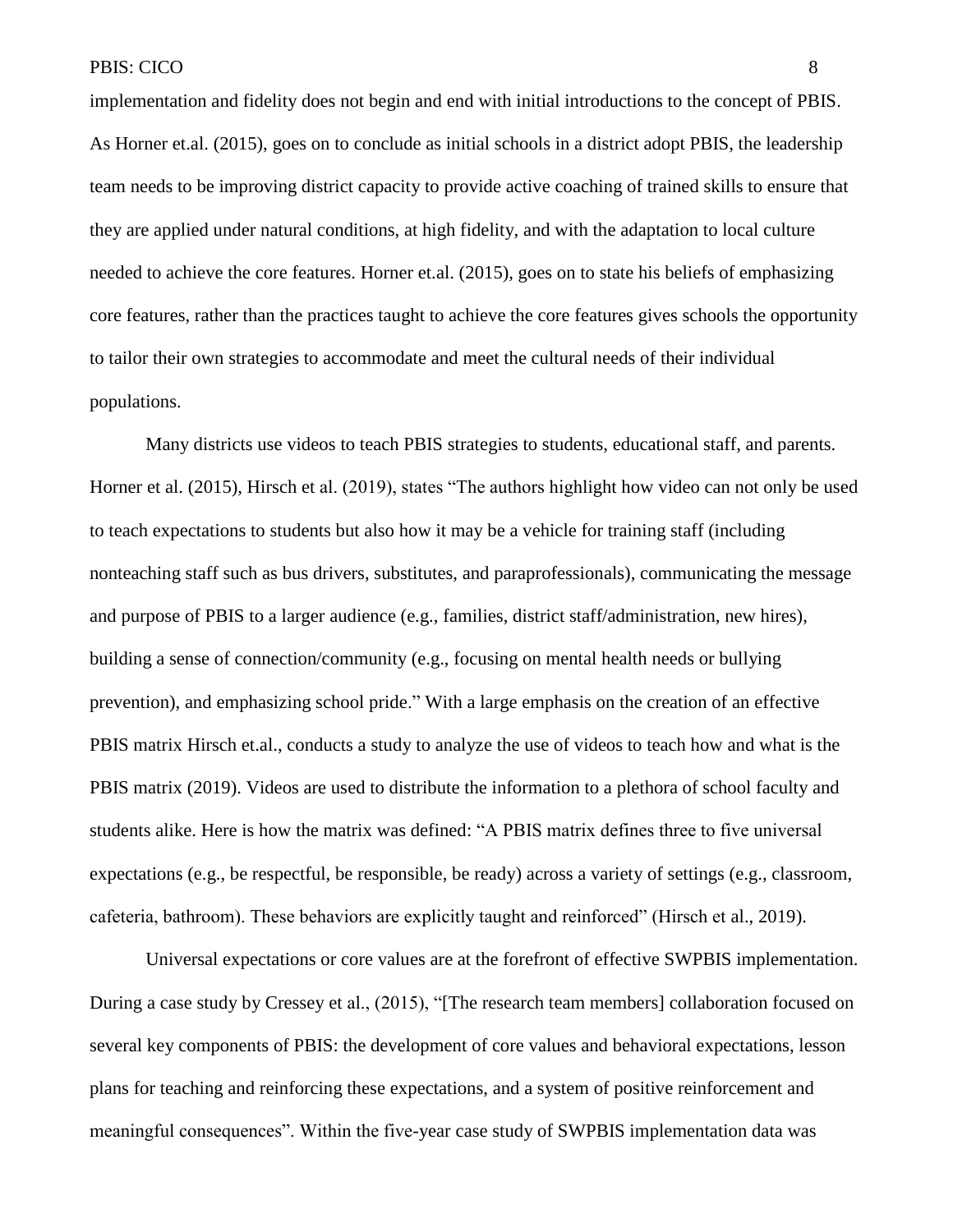implementation and fidelity does not begin and end with initial introductions to the concept of PBIS. As Horner et.al. (2015), goes on to conclude as initial schools in a district adopt PBIS, the leadership team needs to be improving district capacity to provide active coaching of trained skills to ensure that they are applied under natural conditions, at high fidelity, and with the adaptation to local culture needed to achieve the core features. Horner et.al. (2015), goes on to state his beliefs of emphasizing core features, rather than the practices taught to achieve the core features gives schools the opportunity to tailor their own strategies to accommodate and meet the cultural needs of their individual populations.

Many districts use videos to teach PBIS strategies to students, educational staff, and parents. Horner et al. (2015), Hirsch et al. (2019), states "The authors highlight how video can not only be used to teach expectations to students but also how it may be a vehicle for training staff (including nonteaching staff such as bus drivers, substitutes, and paraprofessionals), communicating the message and purpose of PBIS to a larger audience (e.g., families, district staff/administration, new hires), building a sense of connection/community (e.g., focusing on mental health needs or bullying prevention), and emphasizing school pride." With a large emphasis on the creation of an effective PBIS matrix Hirsch et.al., conducts a study to analyze the use of videos to teach how and what is the PBIS matrix (2019). Videos are used to distribute the information to a plethora of school faculty and students alike. Here is how the matrix was defined: "A PBIS matrix defines three to five universal expectations (e.g., be respectful, be responsible, be ready) across a variety of settings (e.g., classroom, cafeteria, bathroom). These behaviors are explicitly taught and reinforced" (Hirsch et al., 2019).

Universal expectations or core values are at the forefront of effective SWPBIS implementation. During a case study by Cressey et al., (2015), "[The research team members] collaboration focused on several key components of PBIS: the development of core values and behavioral expectations, lesson plans for teaching and reinforcing these expectations, and a system of positive reinforcement and meaningful consequences". Within the five-year case study of SWPBIS implementation data was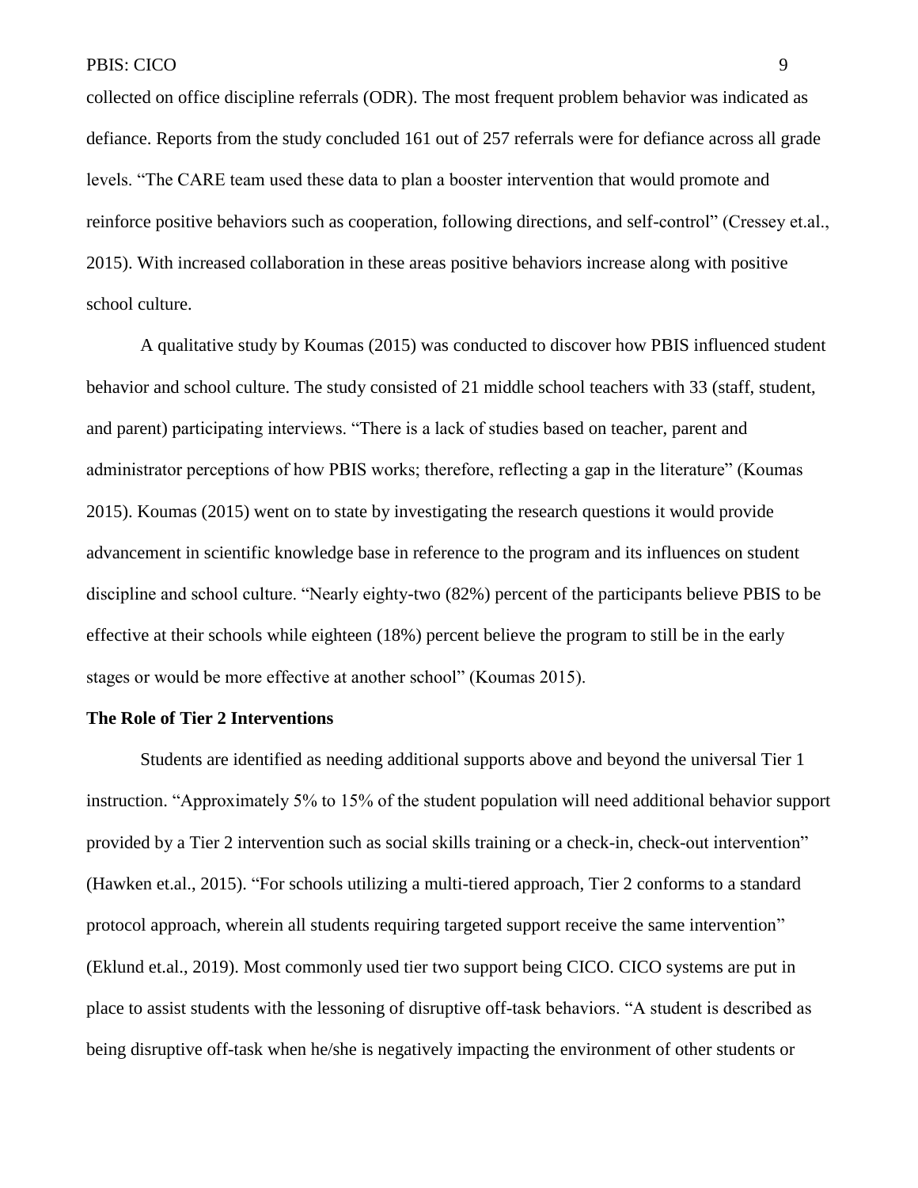collected on office discipline referrals (ODR). The most frequent problem behavior was indicated as defiance. Reports from the study concluded 161 out of 257 referrals were for defiance across all grade levels. "The CARE team used these data to plan a booster intervention that would promote and reinforce positive behaviors such as cooperation, following directions, and self-control" (Cressey et.al., 2015). With increased collaboration in these areas positive behaviors increase along with positive school culture.

A qualitative study by Koumas (2015) was conducted to discover how PBIS influenced student behavior and school culture. The study consisted of 21 middle school teachers with 33 (staff, student, and parent) participating interviews. "There is a lack of studies based on teacher, parent and administrator perceptions of how PBIS works; therefore, reflecting a gap in the literature" (Koumas 2015). Koumas (2015) went on to state by investigating the research questions it would provide advancement in scientific knowledge base in reference to the program and its influences on student discipline and school culture. "Nearly eighty-two (82%) percent of the participants believe PBIS to be effective at their schools while eighteen (18%) percent believe the program to still be in the early stages or would be more effective at another school" (Koumas 2015).

**The Role of Tier 2 Interventions**

Students are identified as needing additional supports above and beyond the universal Tier 1 instruction. "Approximately 5% to 15% of the student population will need additional behavior support provided by a Tier 2 intervention such as social skills training or a check-in, check-out intervention" (Hawken et.al., 2015). "For schools utilizing a multi-tiered approach, Tier 2 conforms to a standard protocol approach, wherein all students requiring targeted support receive the same intervention" (Eklund et.al., 2019). Most commonly used tier two support being CICO. CICO systems are put in place to assist students with the lessoning of disruptive off-task behaviors. "A student is described as being disruptive off-task when he/she is negatively impacting the environment of other students or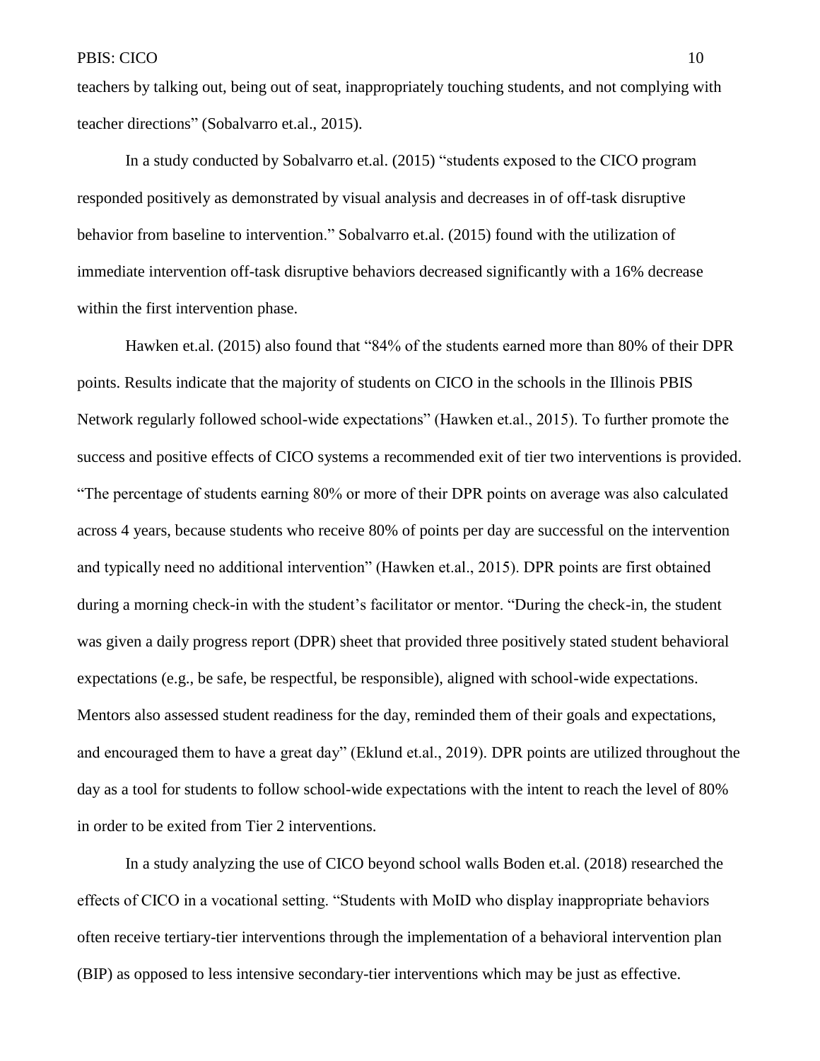teachers by talking out, being out of seat, inappropriately touching students, and not complying with teacher directions" (Sobalvarro et.al., 2015).

In a study conducted by Sobalvarro et.al. (2015) "students exposed to the CICO program responded positively as demonstrated by visual analysis and decreases in of off-task disruptive behavior from baseline to intervention." Sobalvarro et.al. (2015) found with the utilization of immediate intervention off-task disruptive behaviors decreased significantly with a 16% decrease within the first intervention phase.

Hawken et.al. (2015) also found that "84% of the students earned more than 80% of their DPR points. Results indicate that the majority of students on CICO in the schools in the Illinois PBIS Network regularly followed school-wide expectations" (Hawken et.al., 2015). To further promote the success and positive effects of CICO systems a recommended exit of tier two interventions is provided. "The percentage of students earning 80% or more of their DPR points on average was also calculated across 4 years, because students who receive 80% of points per day are successful on the intervention and typically need no additional intervention" (Hawken et.al., 2015). DPR points are first obtained during a morning check-in with the student's facilitator or mentor. "During the check-in, the student was given a daily progress report (DPR) sheet that provided three positively stated student behavioral expectations (e.g., be safe, be respectful, be responsible), aligned with school-wide expectations. Mentors also assessed student readiness for the day, reminded them of their goals and expectations, and encouraged them to have a great day" (Eklund et.al., 2019). DPR points are utilized throughout the day as a tool for students to follow school-wide expectations with the intent to reach the level of 80% in order to be exited from Tier 2 interventions.

In a study analyzing the use of CICO beyond school walls Boden et.al. (2018) researched the effects of CICO in a vocational setting. "Students with MoID who display inappropriate behaviors often receive tertiary-tier interventions through the implementation of a behavioral intervention plan (BIP) as opposed to less intensive secondary-tier interventions which may be just as effective.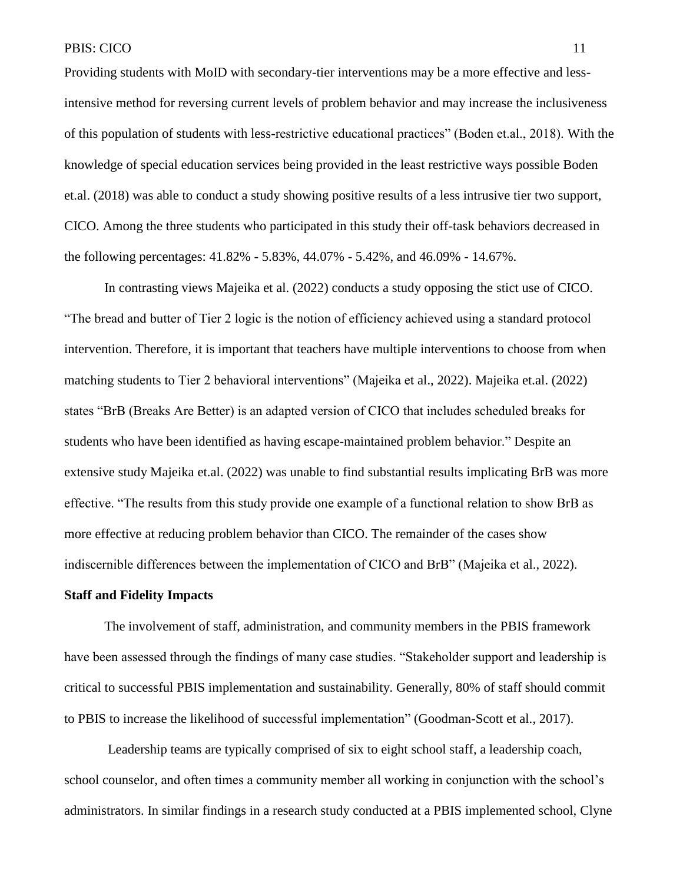Providing students with MoID with secondary-tier interventions may be a more effective and less-intensive method for reversing current levels of problem behavior and may increase the inclusiveness of this population of students with less-restrictive educational practices" (Boden et.al., 2018). With the knowledge of special education services being provided in the least restrictive ways possible Boden et.al. (2018) was able to conduct a study showing positive results of a less intrusive tier two support, CICO. Among the three students who participated in this study their off-task behaviors decreased in the following percentages: 41.82% - 5.83%, 44.07% - 5.42%, and 46.09% - 14.67%.

In contrasting views Majeika et al. (2022) conducts a study opposing the stict use of CICO. "The bread and butter of Tier 2 logic is the notion of efficiency achieved using a standard protocol intervention. Therefore, it is important that teachers have multiple interventions to choose from when matching students to Tier 2 behavioral interventions" (Majeika et al., 2022). Majeika et.al. (2022) states "BrB (Breaks Are Better) is an adapted version of CICO that includes scheduled breaks for students who have been identified as having escape-maintained problem behavior." Despite an extensive study Majeika et.al. (2022) was unable to find substantial results implicating BrB was more effective. "The results from this study provide one example of a functional relation to show BrB as more effective at reducing problem behavior than CICO. The remainder of the cases show indiscernible differences between the implementation of CICO and BrB" (Majeika et al., 2022).

**Staff and Fidelity Impacts**

The involvement of staff, administration, and community members in the PBIS framework have been assessed through the findings of many case studies. "Stakeholder support and leadership is critical to successful PBIS implementation and sustainability. Generally, 80% of staff should commit to PBIS to increase the likelihood of successful implementation" (Goodman-Scott et al., 2017).

Leadership teams are typically comprised of six to eight school staff, a leadership coach, school counselor, and often times a community member all working in conjunction with the school's administrators. In similar findings in a research study conducted at a PBIS implemented school, Clyne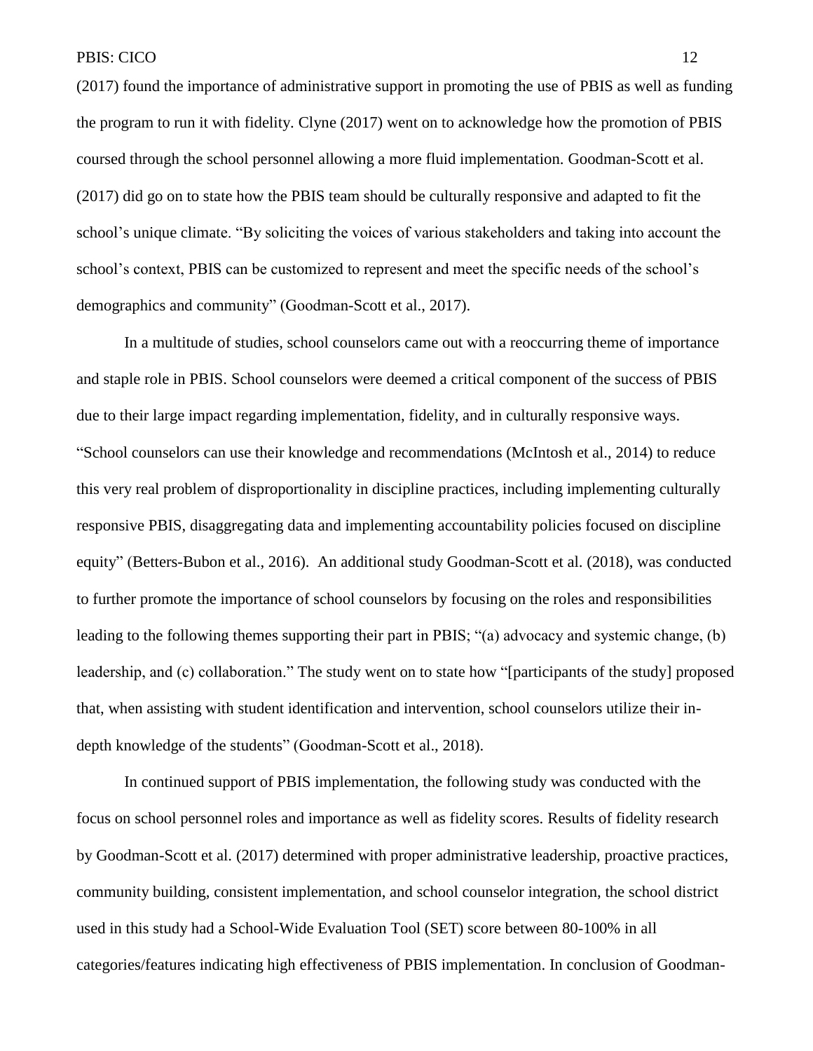(2017) found the importance of administrative support in promoting the use of PBIS as well as funding the program to run it with fidelity. Clyne (2017) went on to acknowledge how the promotion of PBIS coursed through the school personnel allowing a more fluid implementation. Goodman-Scott et al. (2017) did go on to state how the PBIS team should be culturally responsive and adapted to fit the school's unique climate. "By soliciting the voices of various stakeholders and taking into account the school's context, PBIS can be customized to represent and meet the specific needs of the school's demographics and community" (Goodman-Scott et al., 2017).

In a multitude of studies, school counselors came out with a reoccurring theme of importance and staple role in PBIS. School counselors were deemed a critical component of the success of PBIS due to their large impact regarding implementation, fidelity, and in culturally responsive ways. "School counselors can use their knowledge and recommendations (McIntosh et al., 2014) to reduce this very real problem of disproportionality in discipline practices, including implementing culturally responsive PBIS, disaggregating data and implementing accountability policies focused on discipline equity" (Betters-Bubon et al., 2016). An additional study Goodman-Scott et al. (2018), was conducted to further promote the importance of school counselors by focusing on the roles and responsibilities leading to the following themes supporting their part in PBIS; "(a) advocacy and systemic change, (b) leadership, and (c) collaboration." The study went on to state how "[participants of the study] proposed that, when assisting with student identification and intervention, school counselors utilize their in-depth knowledge of the students" (Goodman-Scott et al., 2018).

In continued support of PBIS implementation, the following study was conducted with the focus on school personnel roles and importance as well as fidelity scores. Results of fidelity research by Goodman-Scott et al. (2017) determined with proper administrative leadership, proactive practices, community building, consistent implementation, and school counselor integration, the school district used in this study had a School-Wide Evaluation Tool (SET) score between 80-100% in all categories/features indicating high effectiveness of PBIS implementation. In conclusion of Goodman-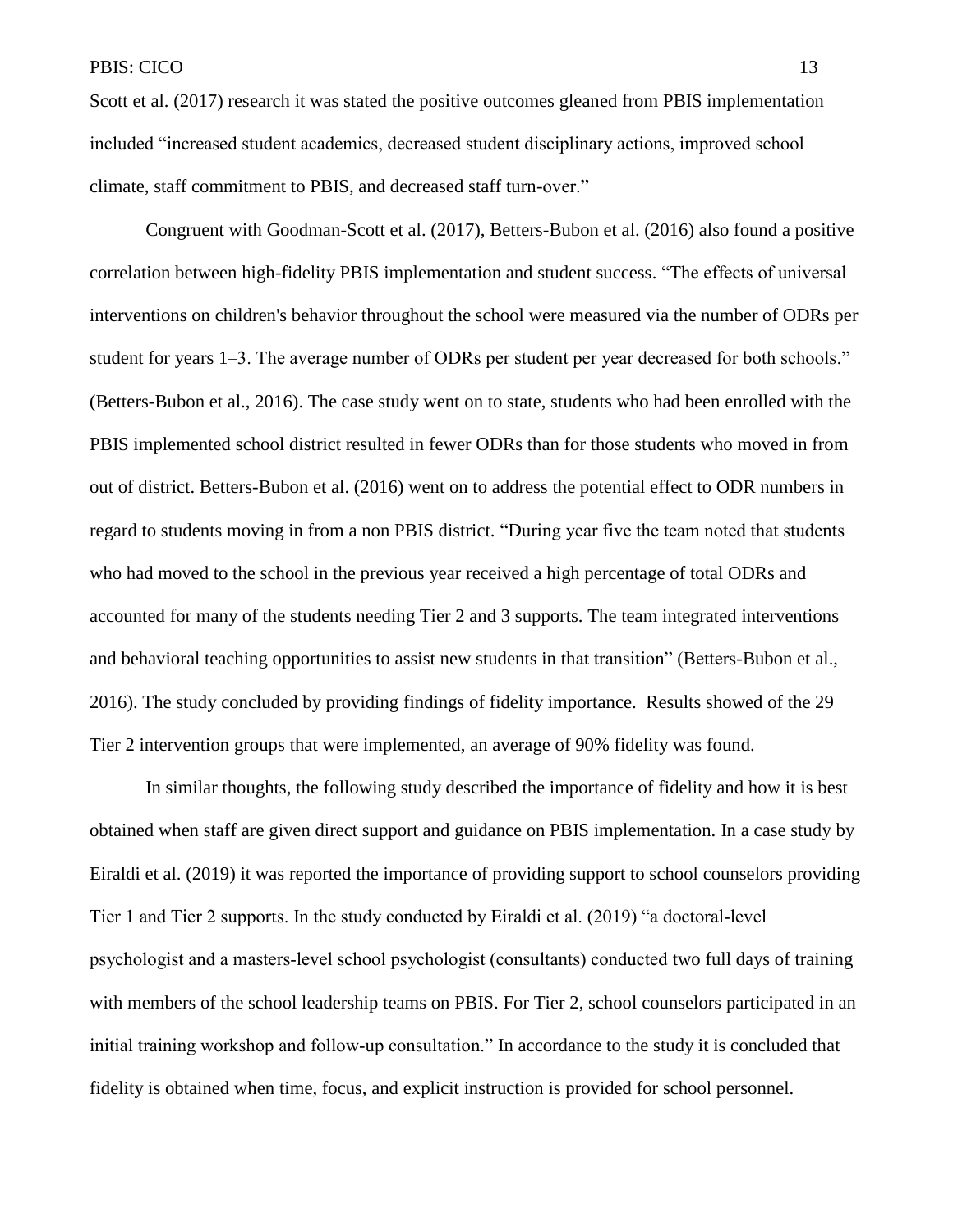Scott et al. (2017) research it was stated the positive outcomes gleaned from PBIS implementation included "increased student academics, decreased student disciplinary actions, improved school climate, staff commitment to PBIS, and decreased staff turn-over."

Congruent with Goodman-Scott et al. (2017), Betters-Bubon et al. (2016) also found a positive correlation between high-fidelity PBIS implementation and student success. "The effects of universal interventions on children's behavior throughout the school were measured via the number of ODRs per student for years 1–3. The average number of ODRs per student per year decreased for both schools." (Betters-Bubon et al., 2016). The case study went on to state, students who had been enrolled with the PBIS implemented school district resulted in fewer ODRs than for those students who moved in from out of district. Betters-Bubon et al. (2016) went on to address the potential effect to ODR numbers in regard to students moving in from a non PBIS district. "During year five the team noted that students who had moved to the school in the previous year received a high percentage of total ODRs and accounted for many of the students needing Tier 2 and 3 supports. The team integrated interventions and behavioral teaching opportunities to assist new students in that transition" (Betters-Bubon et al., 2016). The study concluded by providing findings of fidelity importance. Results showed of the 29 Tier 2 intervention groups that were implemented, an average of 90% fidelity was found.

In similar thoughts, the following study described the importance of fidelity and how it is best obtained when staff are given direct support and guidance on PBIS implementation. In a case study by Eiraldi et al. (2019) it was reported the importance of providing support to school counselors providing Tier 1 and Tier 2 supports. In the study conducted by Eiraldi et al. (2019) "a doctoral-level psychologist and a masters-level school psychologist (consultants) conducted two full days of training with members of the school leadership teams on PBIS. For Tier 2, school counselors participated in an initial training workshop and follow-up consultation." In accordance to the study it is concluded that fidelity is obtained when time, focus, and explicit instruction is provided for school personnel.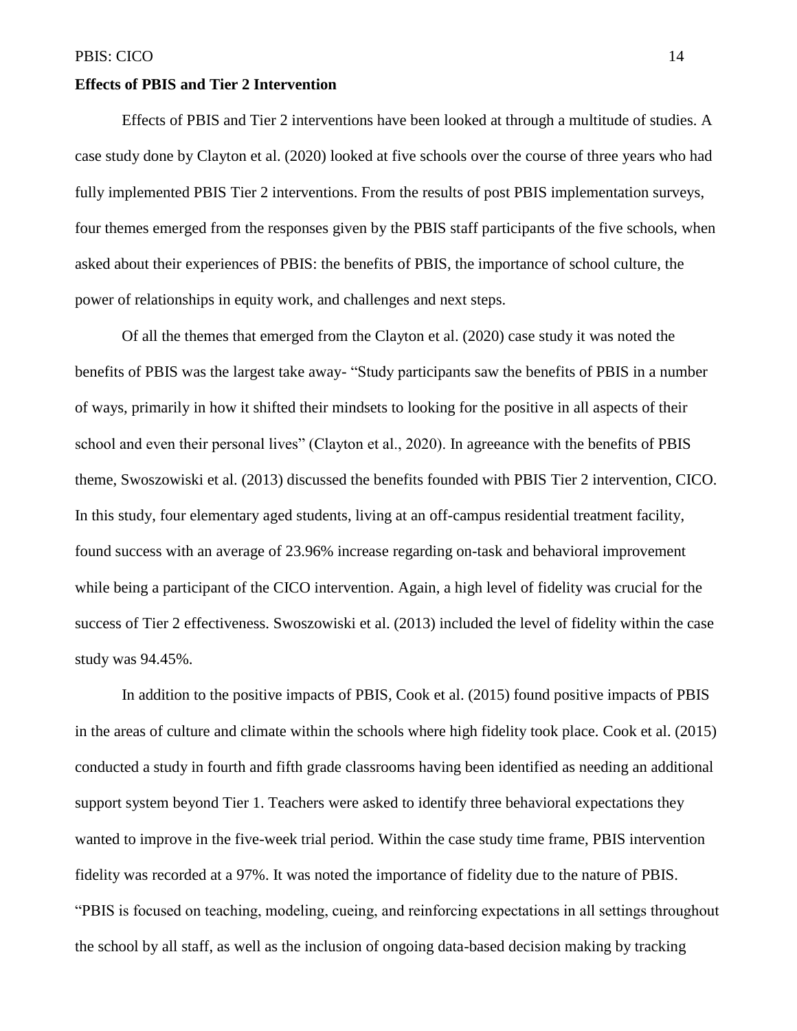**Effects of PBIS and Tier 2 Intervention**

Effects of PBIS and Tier 2 interventions have been looked at through a multitude of studies. A case study done by Clayton et al. (2020) looked at five schools over the course of three years who had fully implemented PBIS Tier 2 interventions. From the results of post PBIS implementation surveys, four themes emerged from the responses given by the PBIS staff participants of the five schools, when asked about their experiences of PBIS: the benefits of PBIS, the importance of school culture, the power of relationships in equity work, and challenges and next steps.

Of all the themes that emerged from the Clayton et al. (2020) case study it was noted the benefits of PBIS was the largest take away- "Study participants saw the benefits of PBIS in a number of ways, primarily in how it shifted their mindsets to looking for the positive in all aspects of their school and even their personal lives" (Clayton et al., 2020). In agreeance with the benefits of PBIS theme, Swoszowiski et al. (2013) discussed the benefits founded with PBIS Tier 2 intervention, CICO. In this study, four elementary aged students, living at an off-campus residential treatment facility, found success with an average of 23.96% increase regarding on-task and behavioral improvement while being a participant of the CICO intervention. Again, a high level of fidelity was crucial for the success of Tier 2 effectiveness. Swoszowiski et al. (2013) included the level of fidelity within the case study was 94.45%.

In addition to the positive impacts of PBIS, Cook et al. (2015) found positive impacts of PBIS in the areas of culture and climate within the schools where high fidelity took place. Cook et al. (2015) conducted a study in fourth and fifth grade classrooms having been identified as needing an additional support system beyond Tier 1. Teachers were asked to identify three behavioral expectations they wanted to improve in the five-week trial period. Within the case study time frame, PBIS intervention fidelity was recorded at a 97%. It was noted the importance of fidelity due to the nature of PBIS. "PBIS is focused on teaching, modeling, cueing, and reinforcing expectations in all settings throughout the school by all staff, as well as the inclusion of ongoing data-based decision making by tracking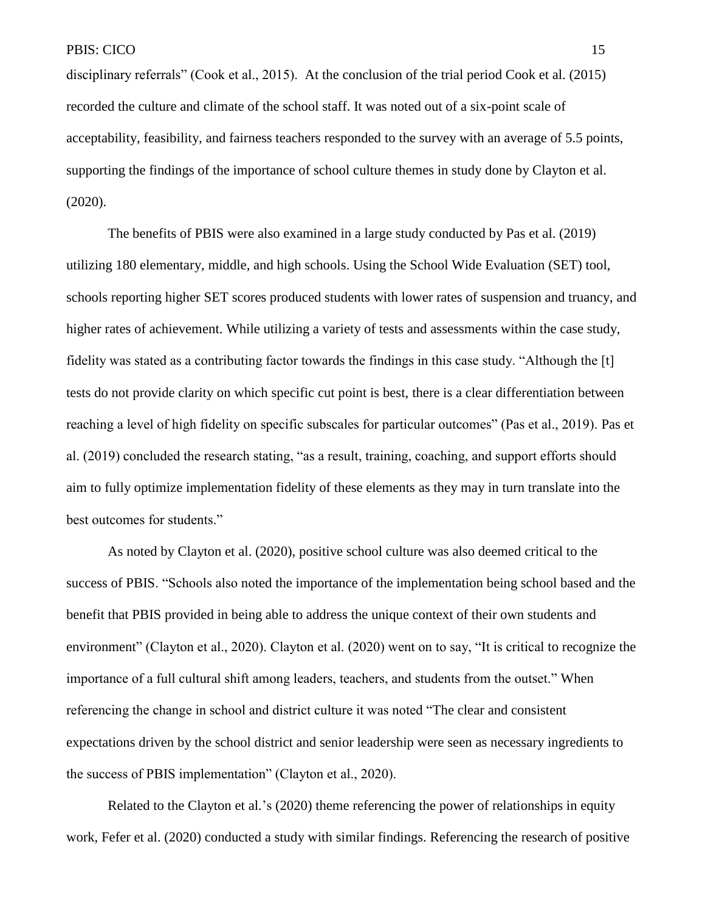disciplinary referrals" (Cook et al., 2015). At the conclusion of the trial period Cook et al. (2015) recorded the culture and climate of the school staff. It was noted out of a six-point scale of acceptability, feasibility, and fairness teachers responded to the survey with an average of 5.5 points, supporting the findings of the importance of school culture themes in study done by Clayton et al. (2020).

The benefits of PBIS were also examined in a large study conducted by Pas et al. (2019) utilizing 180 elementary, middle, and high schools. Using the School Wide Evaluation (SET) tool, schools reporting higher SET scores produced students with lower rates of suspension and truancy, and higher rates of achievement. While utilizing a variety of tests and assessments within the case study, fidelity was stated as a contributing factor towards the findings in this case study. "Although the [t] tests do not provide clarity on which specific cut point is best, there is a clear differentiation between reaching a level of high fidelity on specific subscales for particular outcomes" (Pas et al., 2019). Pas et al. (2019) concluded the research stating, "as a result, training, coaching, and support efforts should aim to fully optimize implementation fidelity of these elements as they may in turn translate into the best outcomes for students."

As noted by Clayton et al. (2020), positive school culture was also deemed critical to the success of PBIS. "Schools also noted the importance of the implementation being school based and the benefit that PBIS provided in being able to address the unique context of their own students and environment" (Clayton et al., 2020). Clayton et al. (2020) went on to say, "It is critical to recognize the importance of a full cultural shift among leaders, teachers, and students from the outset." When referencing the change in school and district culture it was noted "The clear and consistent expectations driven by the school district and senior leadership were seen as necessary ingredients to the success of PBIS implementation" (Clayton et al., 2020).

Related to the Clayton et al.'s (2020) theme referencing the power of relationships in equity work, Fefer et al. (2020) conducted a study with similar findings. Referencing the research of positive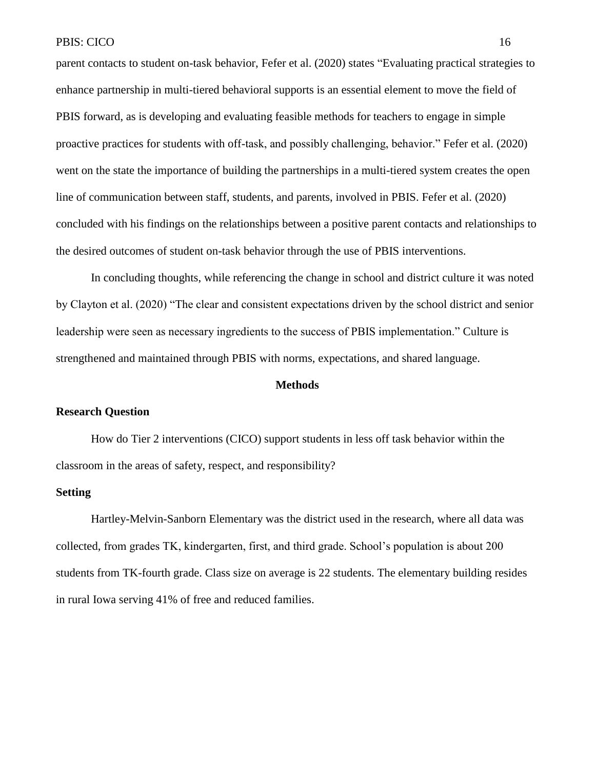parent contacts to student on-task behavior, Fefer et al. (2020) states "Evaluating practical strategies to enhance partnership in multi-tiered behavioral supports is an essential element to move the field of PBIS forward, as is developing and evaluating feasible methods for teachers to engage in simple proactive practices for students with off-task, and possibly challenging, behavior." Fefer et al. (2020) went on the state the importance of building the partnerships in a multi-tiered system creates the open line of communication between staff, students, and parents, involved in PBIS. Fefer et al. (2020) concluded with his findings on the relationships between a positive parent contacts and relationships to the desired outcomes of student on-task behavior through the use of PBIS interventions.

In concluding thoughts, while referencing the change in school and district culture it was noted by Clayton et al. (2020) "The clear and consistent expectations driven by the school district and senior leadership were seen as necessary ingredients to the success of PBIS implementation." Culture is strengthened and maintained through PBIS with norms, expectations, and shared language.

## Methods

### Research Question

How do Tier 2 interventions (CICO) support students in less off task behavior within the classroom in the areas of safety, respect, and responsibility?

### Setting

Hartley-Melvin-Sanborn Elementary was the district used in the research, where all data was collected, from grades TK, kindergarten, first, and third grade. School's population is about 200 students from TK-fourth grade. Class size on average is 22 students. The elementary building resides in rural Iowa serving 41% of free and reduced families.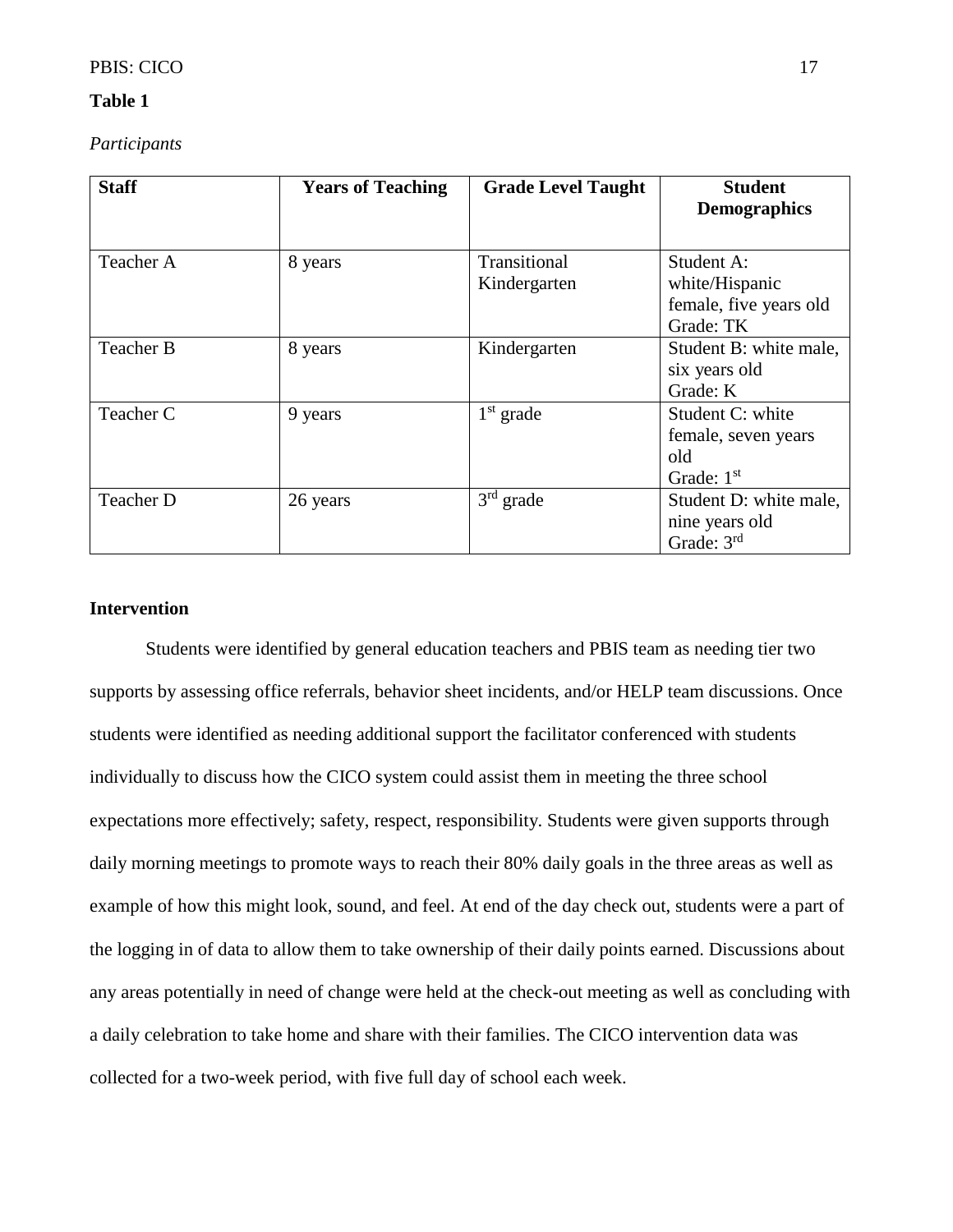**Table 1**

*Participants*

| Staff | Years of Teaching | Grade Level Taught | Student Demographics |
|---|---|---|---|
| Teacher A | 8 years | Transitional Kindergarten | Student A: white/Hispanic female, five years old Grade: TK |
| Teacher B | 8 years | Kindergarten | Student B: white male, six years old Grade: K |
| Teacher C | 9 years | 1st grade | Student C: white female, seven years old Grade: 1st |
| Teacher D | 26 years | 3rd grade | Student D: white male, nine years old Grade: 3rd |

**Intervention**

Students were identified by general education teachers and PBIS team as needing tier two supports by assessing office referrals, behavior sheet incidents, and/or HELP team discussions. Once students were identified as needing additional support the facilitator conferenced with students individually to discuss how the CICO system could assist them in meeting the three school expectations more effectively; safety, respect, responsibility. Students were given supports through daily morning meetings to promote ways to reach their 80% daily goals in the three areas as well as example of how this might look, sound, and feel. At end of the day check out, students were a part of the logging in of data to allow them to take ownership of their daily points earned. Discussions about any areas potentially in need of change were held at the check-out meeting as well as concluding with a daily celebration to take home and share with their families. The CICO intervention data was collected for a two-week period, with five full day of school each week.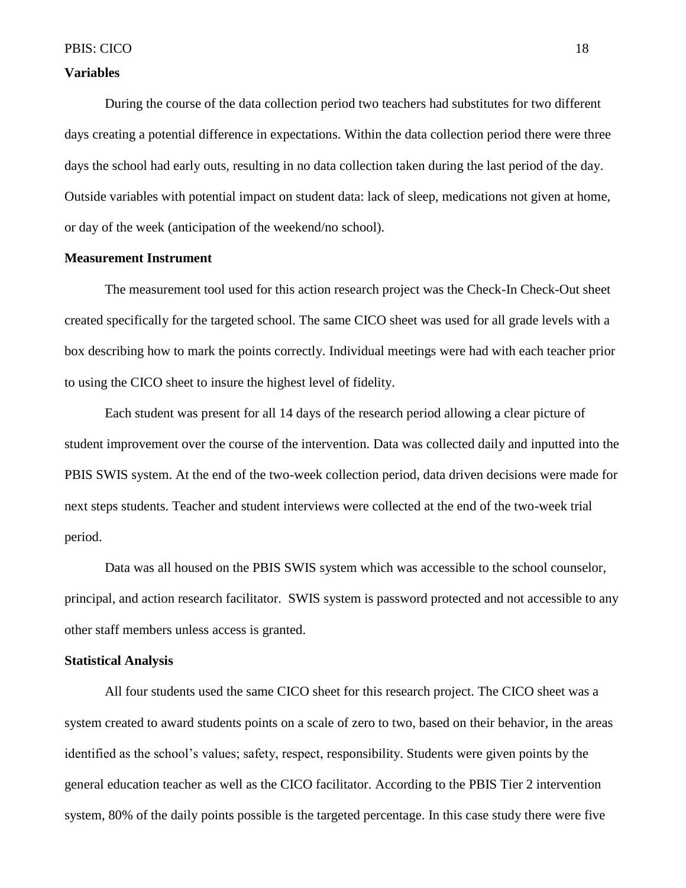**Variables**

During the course of the data collection period two teachers had substitutes for two different days creating a potential difference in expectations. Within the data collection period there were three days the school had early outs, resulting in no data collection taken during the last period of the day. Outside variables with potential impact on student data: lack of sleep, medications not given at home, or day of the week (anticipation of the weekend/no school).

**Measurement Instrument**

The measurement tool used for this action research project was the Check-In Check-Out sheet created specifically for the targeted school. The same CICO sheet was used for all grade levels with a box describing how to mark the points correctly. Individual meetings were had with each teacher prior to using the CICO sheet to insure the highest level of fidelity.

Each student was present for all 14 days of the research period allowing a clear picture of student improvement over the course of the intervention. Data was collected daily and inputted into the PBIS SWIS system. At the end of the two-week collection period, data driven decisions were made for next steps students. Teacher and student interviews were collected at the end of the two-week trial period.

Data was all housed on the PBIS SWIS system which was accessible to the school counselor, principal, and action research facilitator. SWIS system is password protected and not accessible to any other staff members unless access is granted.

**Statistical Analysis**

All four students used the same CICO sheet for this research project. The CICO sheet was a system created to award students points on a scale of zero to two, based on their behavior, in the areas identified as the school's values; safety, respect, responsibility. Students were given points by the general education teacher as well as the CICO facilitator. According to the PBIS Tier 2 intervention system, 80% of the daily points possible is the targeted percentage. In this case study there were five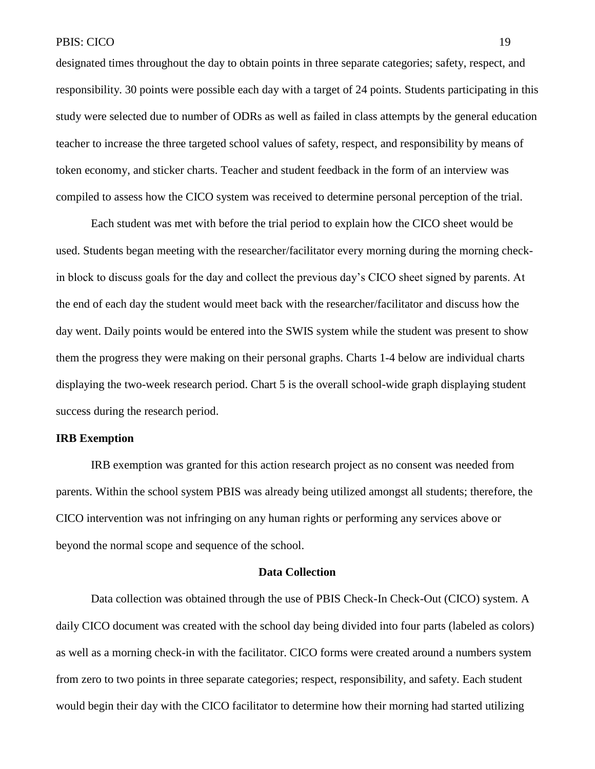designated times throughout the day to obtain points in three separate categories; safety, respect, and responsibility. 30 points were possible each day with a target of 24 points. Students participating in this study were selected due to number of ODRs as well as failed in class attempts by the general education teacher to increase the three targeted school values of safety, respect, and responsibility by means of token economy, and sticker charts. Teacher and student feedback in the form of an interview was compiled to assess how the CICO system was received to determine personal perception of the trial.

Each student was met with before the trial period to explain how the CICO sheet would be used. Students began meeting with the researcher/facilitator every morning during the morning check-in block to discuss goals for the day and collect the previous day's CICO sheet signed by parents. At the end of each day the student would meet back with the researcher/facilitator and discuss how the day went. Daily points would be entered into the SWIS system while the student was present to show them the progress they were making on their personal graphs. Charts 1-4 below are individual charts displaying the two-week research period. Chart 5 is the overall school-wide graph displaying student success during the research period.

**IRB Exemption**

IRB exemption was granted for this action research project as no consent was needed from parents. Within the school system PBIS was already being utilized amongst all students; therefore, the CICO intervention was not infringing on any human rights or performing any services above or beyond the normal scope and sequence of the school.

## Data Collection

Data collection was obtained through the use of PBIS Check-In Check-Out (CICO) system. A daily CICO document was created with the school day being divided into four parts (labeled as colors) as well as a morning check-in with the facilitator. CICO forms were created around a numbers system from zero to two points in three separate categories; respect, responsibility, and safety. Each student would begin their day with the CICO facilitator to determine how their morning had started utilizing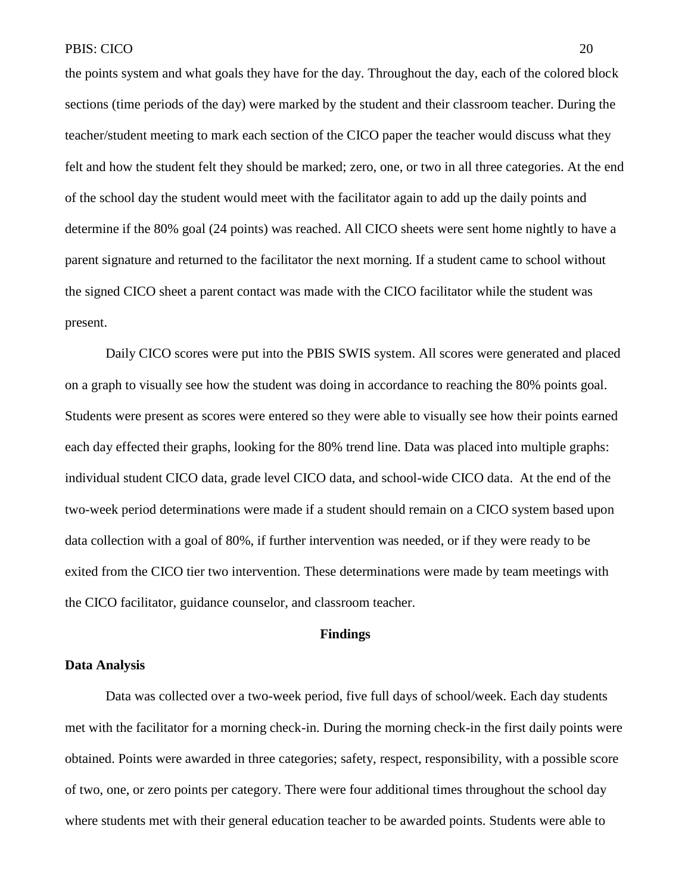the points system and what goals they have for the day. Throughout the day, each of the colored block sections (time periods of the day) were marked by the student and their classroom teacher. During the teacher/student meeting to mark each section of the CICO paper the teacher would discuss what they felt and how the student felt they should be marked; zero, one, or two in all three categories. At the end of the school day the student would meet with the facilitator again to add up the daily points and determine if the 80% goal (24 points) was reached. All CICO sheets were sent home nightly to have a parent signature and returned to the facilitator the next morning. If a student came to school without the signed CICO sheet a parent contact was made with the CICO facilitator while the student was present.

Daily CICO scores were put into the PBIS SWIS system. All scores were generated and placed on a graph to visually see how the student was doing in accordance to reaching the 80% points goal. Students were present as scores were entered so they were able to visually see how their points earned each day effected their graphs, looking for the 80% trend line. Data was placed into multiple graphs: individual student CICO data, grade level CICO data, and school-wide CICO data. At the end of the two-week period determinations were made if a student should remain on a CICO system based upon data collection with a goal of 80%, if further intervention was needed, or if they were ready to be exited from the CICO tier two intervention. These determinations were made by team meetings with the CICO facilitator, guidance counselor, and classroom teacher.

## Findings

### Data Analysis

Data was collected over a two-week period, five full days of school/week. Each day students met with the facilitator for a morning check-in. During the morning check-in the first daily points were obtained. Points were awarded in three categories; safety, respect, responsibility, with a possible score of two, one, or zero points per category. There were four additional times throughout the school day where students met with their general education teacher to be awarded points. Students were able to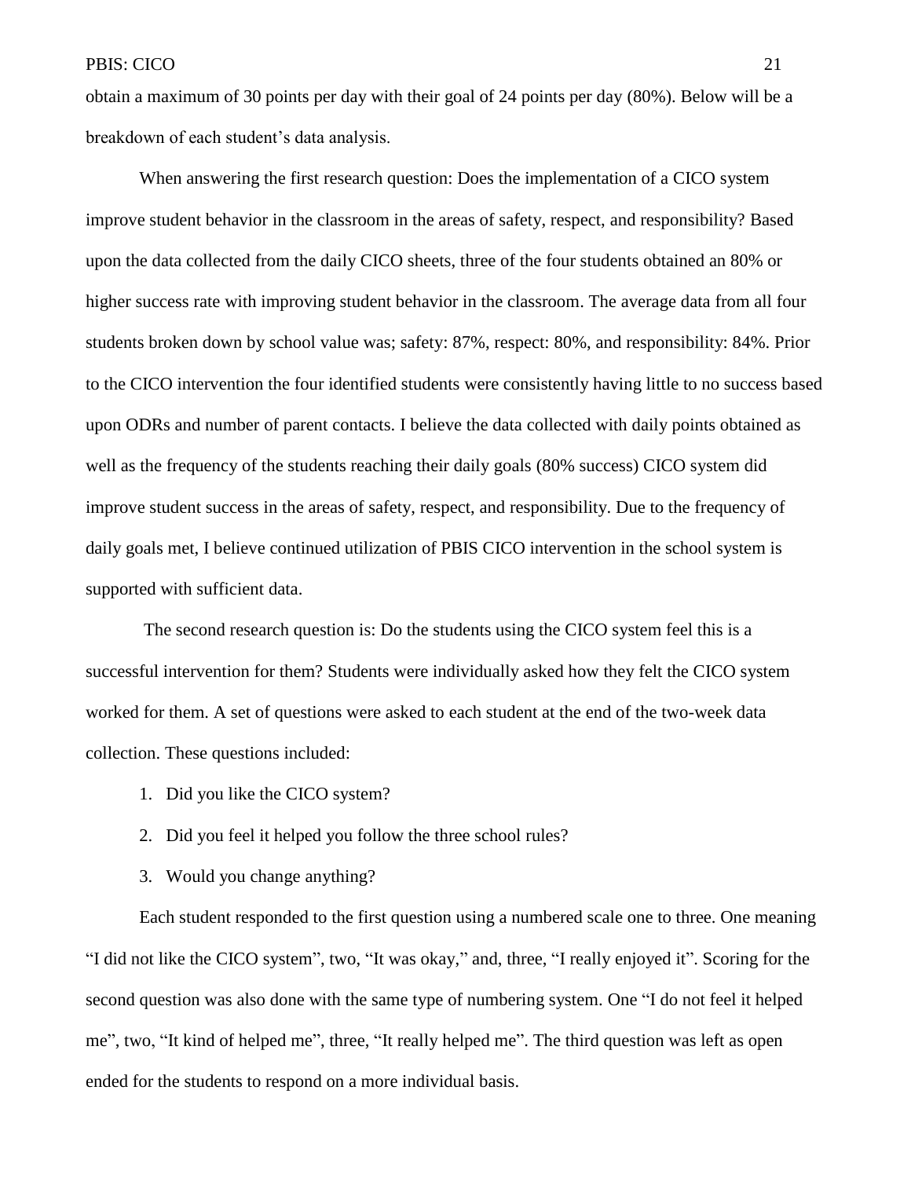obtain a maximum of 30 points per day with their goal of 24 points per day (80%). Below will be a breakdown of each student's data analysis.

When answering the first research question: Does the implementation of a CICO system improve student behavior in the classroom in the areas of safety, respect, and responsibility? Based upon the data collected from the daily CICO sheets, three of the four students obtained an 80% or higher success rate with improving student behavior in the classroom. The average data from all four students broken down by school value was; safety: 87%, respect: 80%, and responsibility: 84%. Prior to the CICO intervention the four identified students were consistently having little to no success based upon ODRs and number of parent contacts. I believe the data collected with daily points obtained as well as the frequency of the students reaching their daily goals (80% success) CICO system did improve student success in the areas of safety, respect, and responsibility. Due to the frequency of daily goals met, I believe continued utilization of PBIS CICO intervention in the school system is supported with sufficient data.

The second research question is: Do the students using the CICO system feel this is a successful intervention for them? Students were individually asked how they felt the CICO system worked for them. A set of questions were asked to each student at the end of the two-week data collection. These questions included:

1. Did you like the CICO system?
2. Did you feel it helped you follow the three school rules?
3. Would you change anything?

Each student responded to the first question using a numbered scale one to three. One meaning "I did not like the CICO system", two, "It was okay," and, three, "I really enjoyed it". Scoring for the second question was also done with the same type of numbering system. One "I do not feel it helped me", two, "It kind of helped me", three, "It really helped me". The third question was left as open ended for the students to respond on a more individual basis.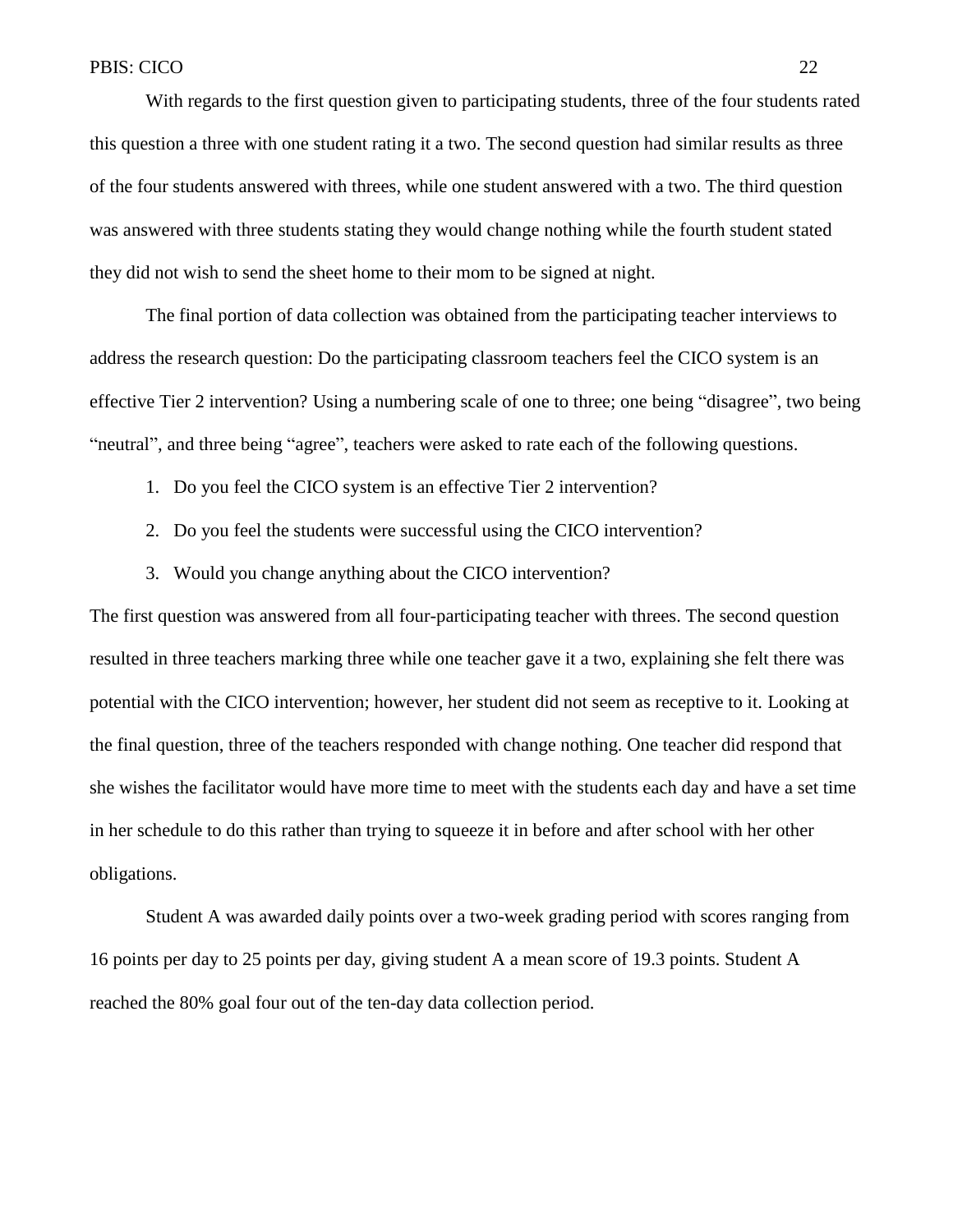With regards to the first question given to participating students, three of the four students rated this question a three with one student rating it a two. The second question had similar results as three of the four students answered with threes, while one student answered with a two. The third question was answered with three students stating they would change nothing while the fourth student stated they did not wish to send the sheet home to their mom to be signed at night.

The final portion of data collection was obtained from the participating teacher interviews to address the research question: Do the participating classroom teachers feel the CICO system is an effective Tier 2 intervention? Using a numbering scale of one to three; one being "disagree", two being "neutral", and three being "agree", teachers were asked to rate each of the following questions.

1. Do you feel the CICO system is an effective Tier 2 intervention?
2. Do you feel the students were successful using the CICO intervention?
3. Would you change anything about the CICO intervention?

The first question was answered from all four-participating teacher with threes. The second question resulted in three teachers marking three while one teacher gave it a two, explaining she felt there was potential with the CICO intervention; however, her student did not seem as receptive to it. Looking at the final question, three of the teachers responded with change nothing. One teacher did respond that she wishes the facilitator would have more time to meet with the students each day and have a set time in her schedule to do this rather than trying to squeeze it in before and after school with her other obligations.

Student A was awarded daily points over a two-week grading period with scores ranging from 16 points per day to 25 points per day, giving student A a mean score of 19.3 points. Student A reached the 80% goal four out of the ten-day data collection period.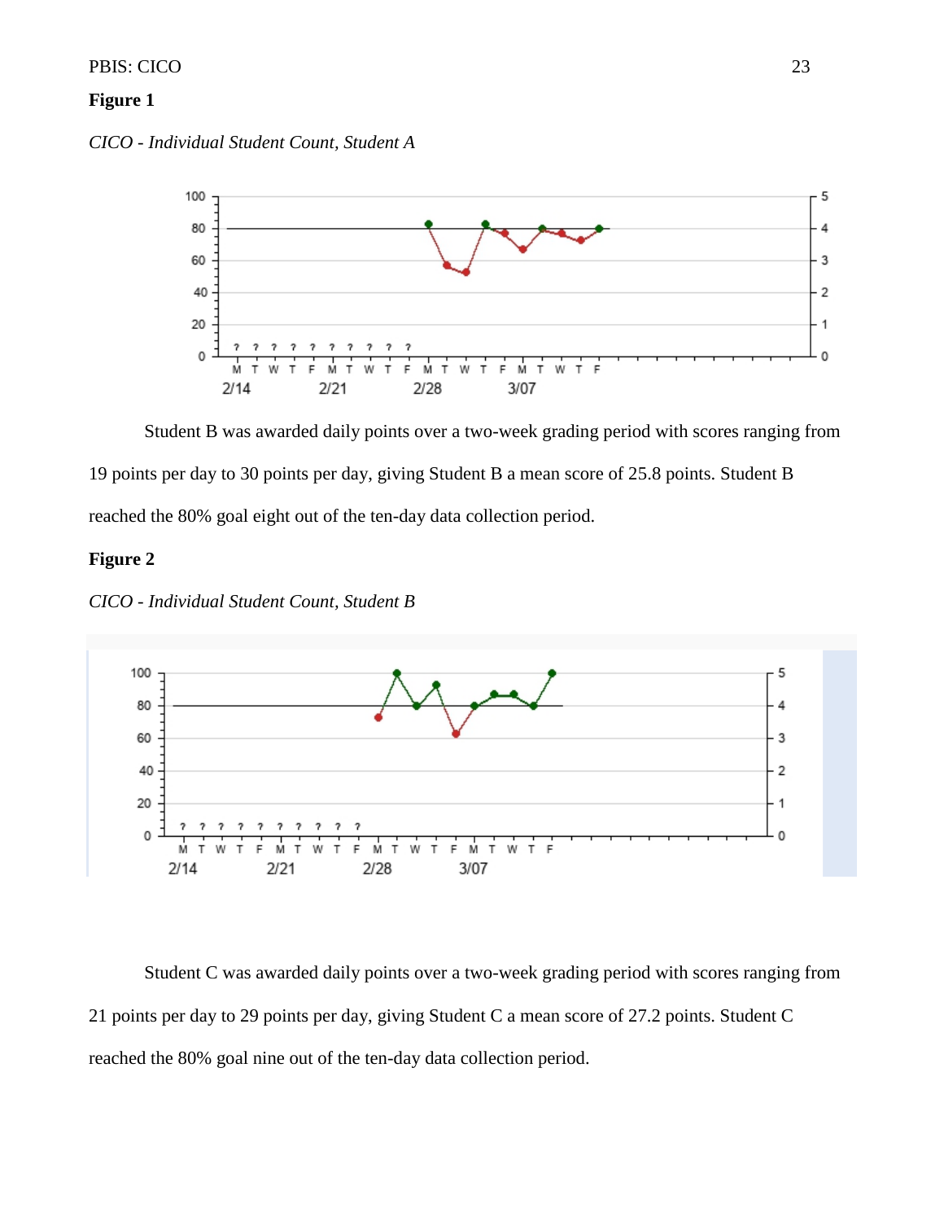**Figure 1**

*CICO - Individual Student Count, Student A*

Student B was awarded daily points over a two-week grading period with scores ranging from 19 points per day to 30 points per day, giving Student B a mean score of 25.8 points. Student B reached the 80% goal eight out of the ten-day data collection period.

**Figure 2**

*CICO - Individual Student Count, Student B*

Student C was awarded daily points over a two-week grading period with scores ranging from 21 points per day to 29 points per day, giving Student C a mean score of 27.2 points. Student C reached the 80% goal nine out of the ten-day data collection period.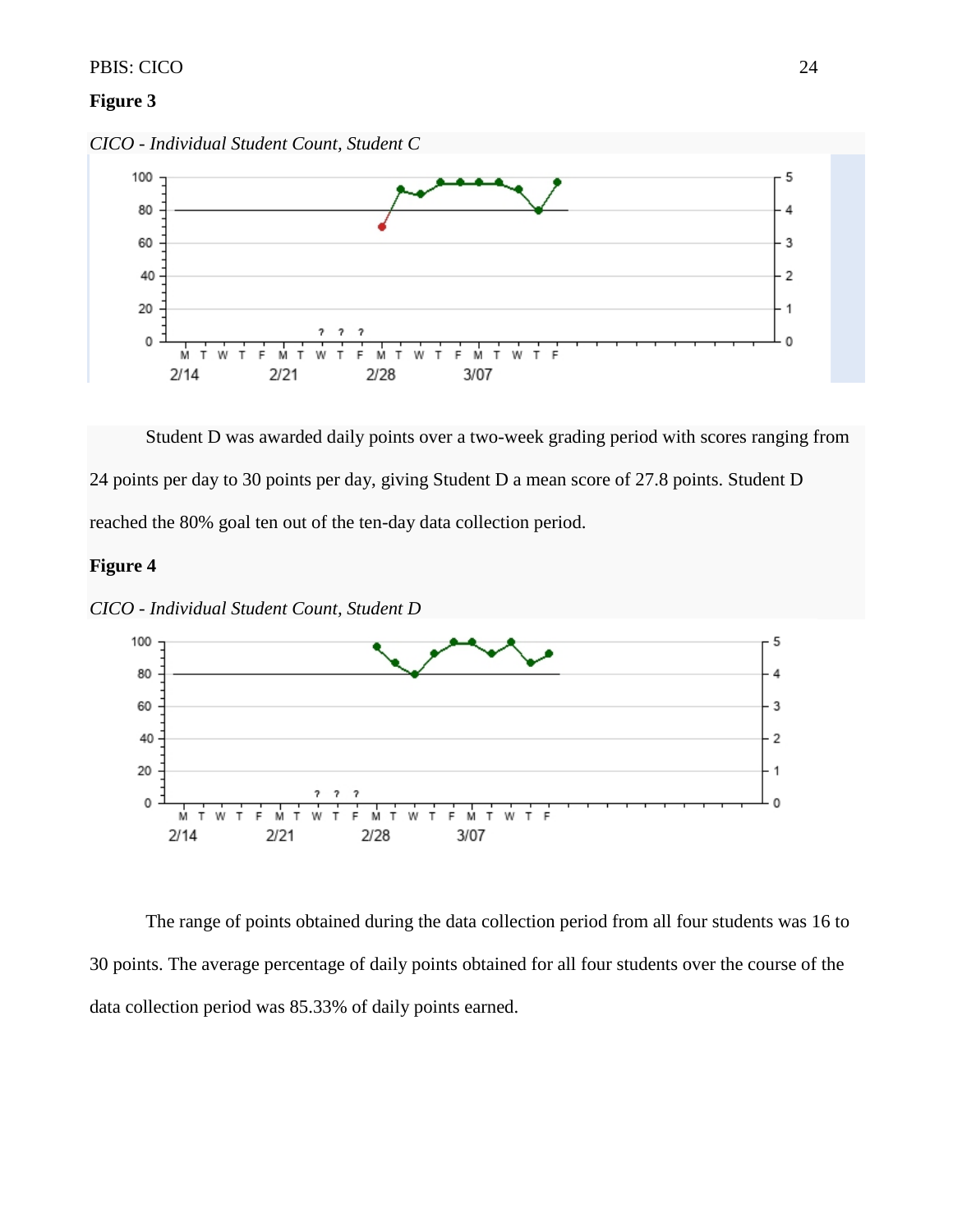**Figure 3**

*CICO - Individual Student Count, Student C*

Student D was awarded daily points over a two-week grading period with scores ranging from 24 points per day to 30 points per day, giving Student D a mean score of 27.8 points. Student D reached the 80% goal ten out of the ten-day data collection period.

**Figure 4**

*CICO - Individual Student Count, Student D*

The range of points obtained during the data collection period from all four students was 16 to 30 points. The average percentage of daily points obtained for all four students over the course of the data collection period was 85.33% of daily points earned.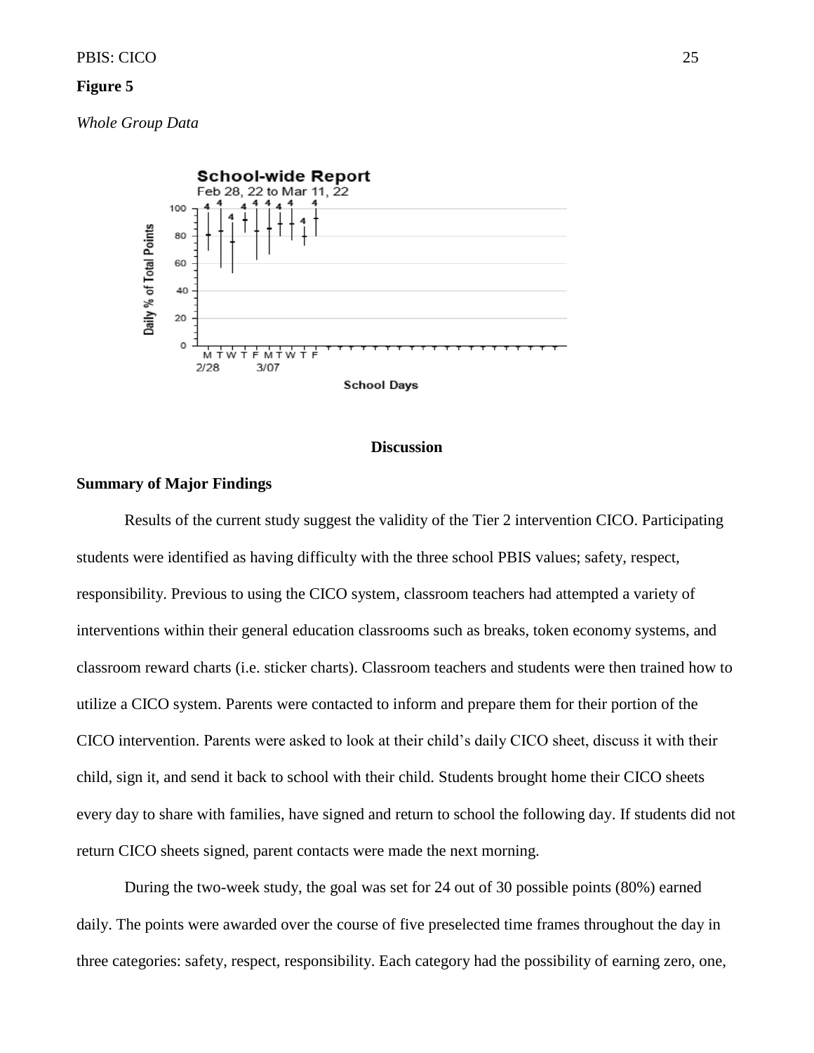**Figure 5**

*Whole Group Data*

## Discussion

### Summary of Major Findings

Results of the current study suggest the validity of the Tier 2 intervention CICO. Participating students were identified as having difficulty with the three school PBIS values; safety, respect, responsibility. Previous to using the CICO system, classroom teachers had attempted a variety of interventions within their general education classrooms such as breaks, token economy systems, and classroom reward charts (i.e. sticker charts). Classroom teachers and students were then trained how to utilize a CICO system. Parents were contacted to inform and prepare them for their portion of the CICO intervention. Parents were asked to look at their child's daily CICO sheet, discuss it with their child, sign it, and send it back to school with their child. Students brought home their CICO sheets every day to share with families, have signed and return to school the following day. If students did not return CICO sheets signed, parent contacts were made the next morning.

During the two-week study, the goal was set for 24 out of 30 possible points (80%) earned daily. The points were awarded over the course of five preselected time frames throughout the day in three categories: safety, respect, responsibility. Each category had the possibility of earning zero, one,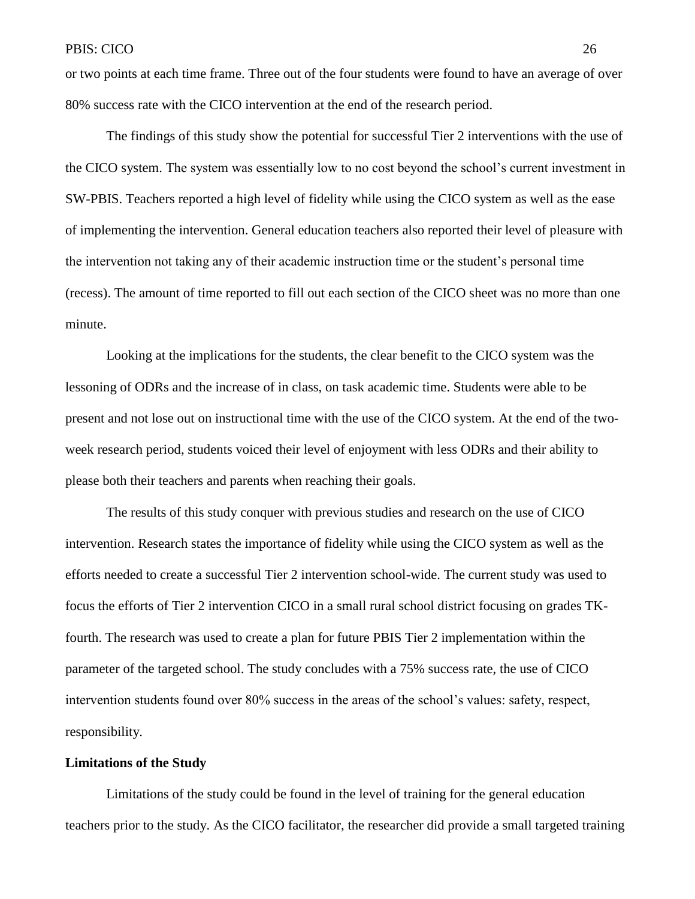or two points at each time frame. Three out of the four students were found to have an average of over 80% success rate with the CICO intervention at the end of the research period.

The findings of this study show the potential for successful Tier 2 interventions with the use of the CICO system. The system was essentially low to no cost beyond the school's current investment in SW-PBIS. Teachers reported a high level of fidelity while using the CICO system as well as the ease of implementing the intervention. General education teachers also reported their level of pleasure with the intervention not taking any of their academic instruction time or the student's personal time (recess). The amount of time reported to fill out each section of the CICO sheet was no more than one minute.

Looking at the implications for the students, the clear benefit to the CICO system was the lessoning of ODRs and the increase of in class, on task academic time. Students were able to be present and not lose out on instructional time with the use of the CICO system. At the end of the two-week research period, students voiced their level of enjoyment with less ODRs and their ability to please both their teachers and parents when reaching their goals.

The results of this study conquer with previous studies and research on the use of CICO intervention. Research states the importance of fidelity while using the CICO system as well as the efforts needed to create a successful Tier 2 intervention school-wide. The current study was used to focus the efforts of Tier 2 intervention CICO in a small rural school district focusing on grades TK-fourth. The research was used to create a plan for future PBIS Tier 2 implementation within the parameter of the targeted school. The study concludes with a 75% success rate, the use of CICO intervention students found over 80% success in the areas of the school's values: safety, respect, responsibility.

**Limitations of the Study**

Limitations of the study could be found in the level of training for the general education teachers prior to the study. As the CICO facilitator, the researcher did provide a small targeted training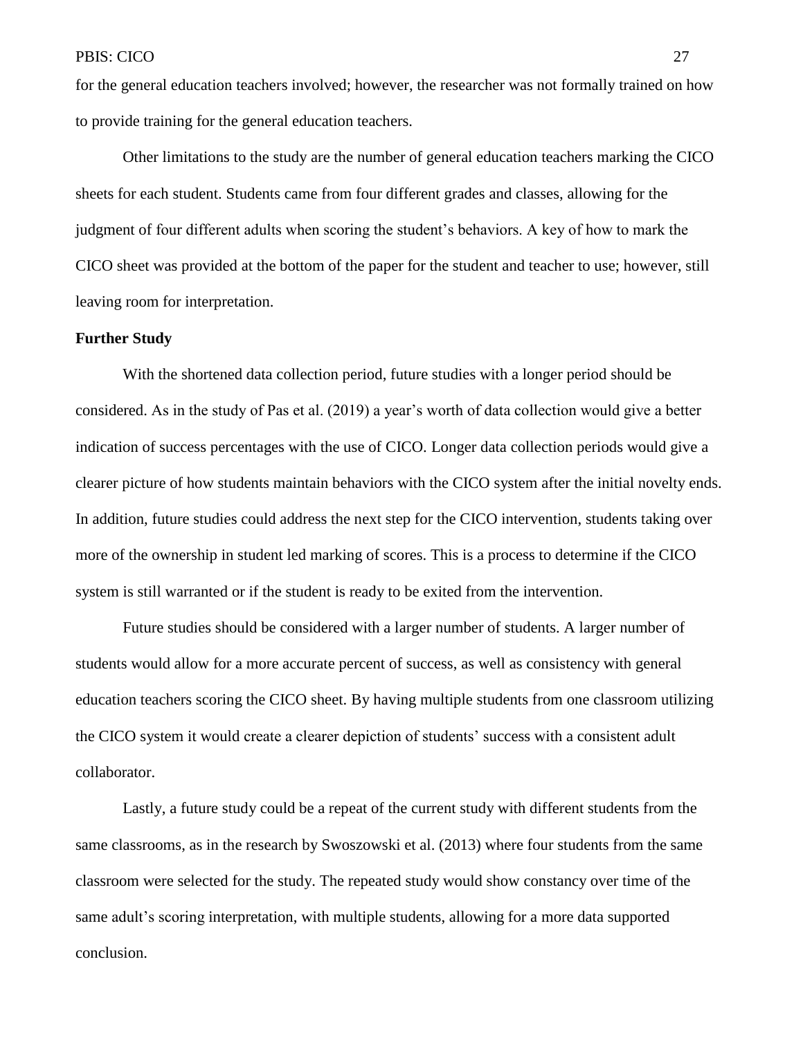for the general education teachers involved; however, the researcher was not formally trained on how to provide training for the general education teachers.

Other limitations to the study are the number of general education teachers marking the CICO sheets for each student. Students came from four different grades and classes, allowing for the judgment of four different adults when scoring the student's behaviors. A key of how to mark the CICO sheet was provided at the bottom of the paper for the student and teacher to use; however, still leaving room for interpretation.

**Further Study**

With the shortened data collection period, future studies with a longer period should be considered. As in the study of Pas et al. (2019) a year's worth of data collection would give a better indication of success percentages with the use of CICO. Longer data collection periods would give a clearer picture of how students maintain behaviors with the CICO system after the initial novelty ends. In addition, future studies could address the next step for the CICO intervention, students taking over more of the ownership in student led marking of scores. This is a process to determine if the CICO system is still warranted or if the student is ready to be exited from the intervention.

Future studies should be considered with a larger number of students. A larger number of students would allow for a more accurate percent of success, as well as consistency with general education teachers scoring the CICO sheet. By having multiple students from one classroom utilizing the CICO system it would create a clearer depiction of students' success with a consistent adult collaborator.

Lastly, a future study could be a repeat of the current study with different students from the same classrooms, as in the research by Swoszowski et al. (2013) where four students from the same classroom were selected for the study. The repeated study would show constancy over time of the same adult's scoring interpretation, with multiple students, allowing for a more data supported conclusion.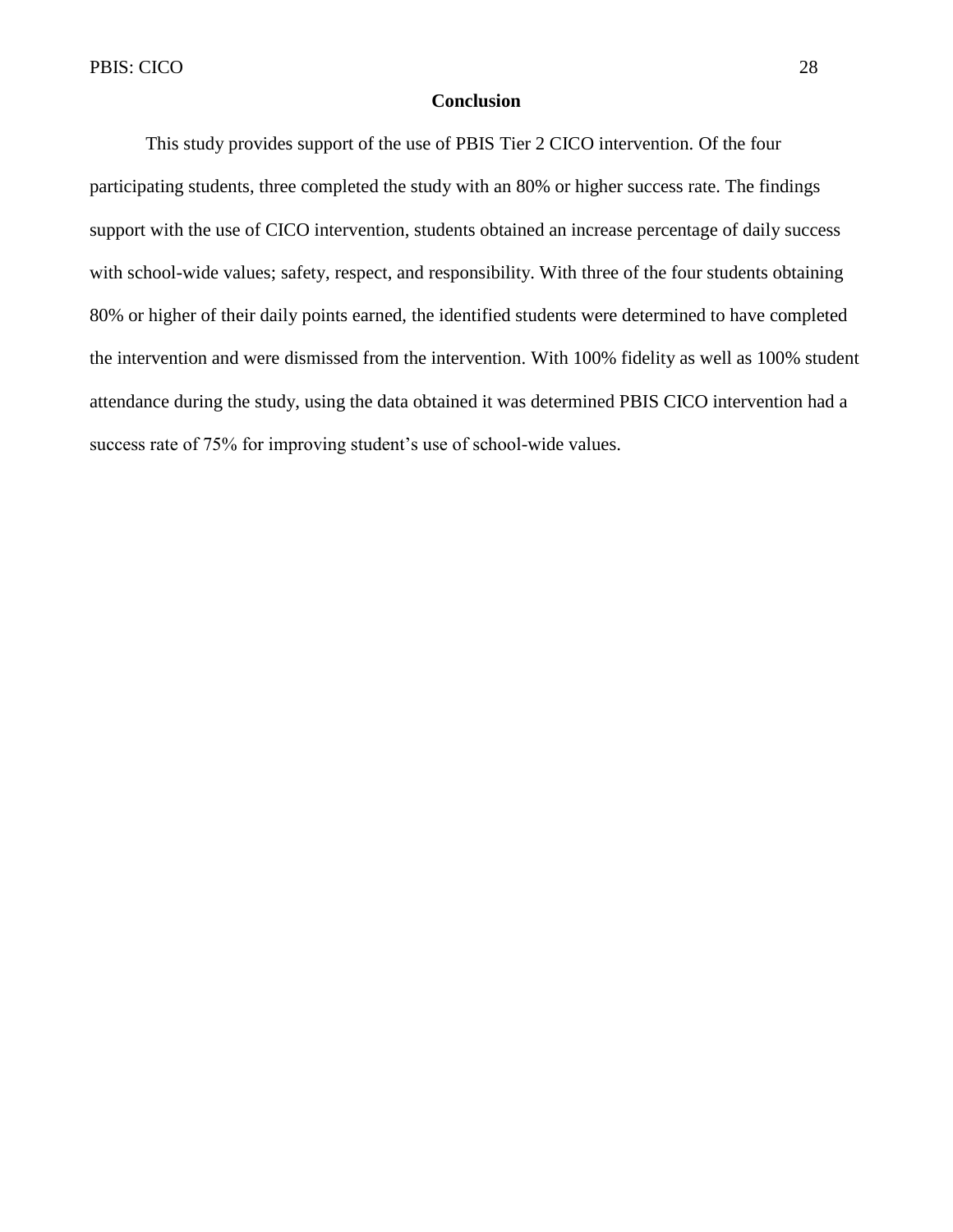# Conclusion

This study provides support of the use of PBIS Tier 2 CICO intervention. Of the four participating students, three completed the study with an 80% or higher success rate. The findings support with the use of CICO intervention, students obtained an increase percentage of daily success with school-wide values; safety, respect, and responsibility. With three of the four students obtaining 80% or higher of their daily points earned, the identified students were determined to have completed the intervention and were dismissed from the intervention. With 100% fidelity as well as 100% student attendance during the study, using the data obtained it was determined PBIS CICO intervention had a success rate of 75% for improving student's use of school-wide values.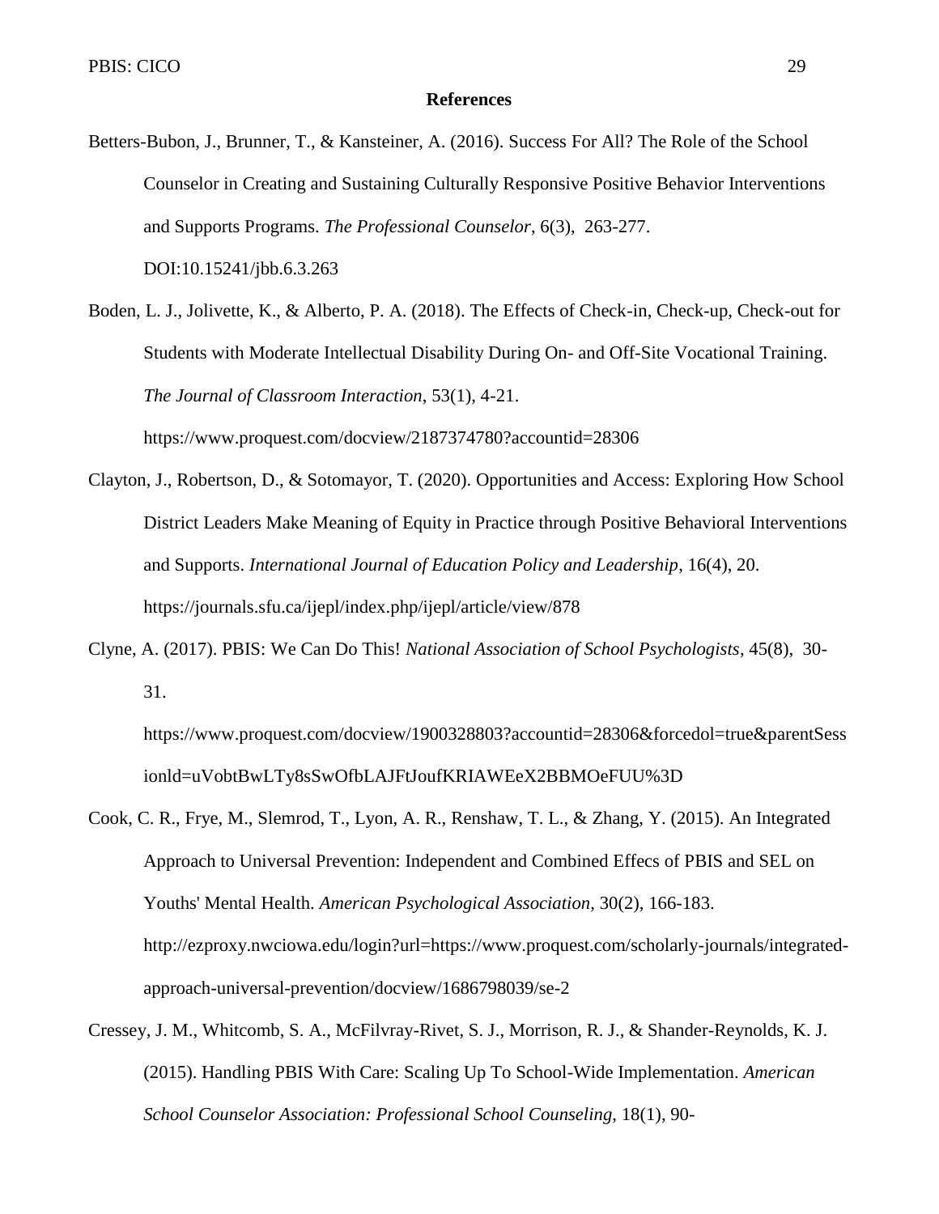## References

Betters-Bubon, J., Brunner, T., & Kansteiner, A. (2016). Success For All? The Role of the School Counselor in Creating and Sustaining Culturally Responsive Positive Behavior Interventions and Supports Programs. *The Professional Counselor*, 6(3), 263-277. DOI:10.15241/jbb.6.3.263

Boden, L. J., Jolivette, K., & Alberto, P. A. (2018). The Effects of Check-in, Check-up, Check-out for Students with Moderate Intellectual Disability During On- and Off-Site Vocational Training. *The Journal of Classroom Interaction*, 53(1), 4-21. https://www.proquest.com/docview/2187374780?accountid=28306

Clayton, J., Robertson, D., & Sotomayor, T. (2020). Opportunities and Access: Exploring How School District Leaders Make Meaning of Equity in Practice through Positive Behavioral Interventions and Supports. *International Journal of Education Policy and Leadership*, 16(4), 20. https://journals.sfu.ca/ijepl/index.php/ijepl/article/view/878

Clyne, A. (2017). PBIS: We Can Do This! *National Association of School Psychologists*, 45(8), 30-31. https://www.proquest.com/docview/1900328803?accountid=28306&forcedol=true&parentSessionld=uVobtBwLTy8sSwOfbLAJFtJoufKRIAWEeX2BBMOeFUU%3D

Cook, C. R., Frye, M., Slemrod, T., Lyon, A. R., Renshaw, T. L., & Zhang, Y. (2015). An Integrated Approach to Universal Prevention: Independent and Combined Effecs of PBIS and SEL on Youths' Mental Health. *American Psychological Association*, 30(2), 166-183. http://ezproxy.nwciowa.edu/login?url=https://www.proquest.com/scholarly-journals/integrated-approach-universal-prevention/docview/1686798039/se-2

Cressey, J. M., Whitcomb, S. A., McFilvray-Rivet, S. J., Morrison, R. J., & Shander-Reynolds, K. J. (2015). Handling PBIS With Care: Scaling Up To School-Wide Implementation. *American School Counselor Association: Professional School Counseling*, 18(1), 90-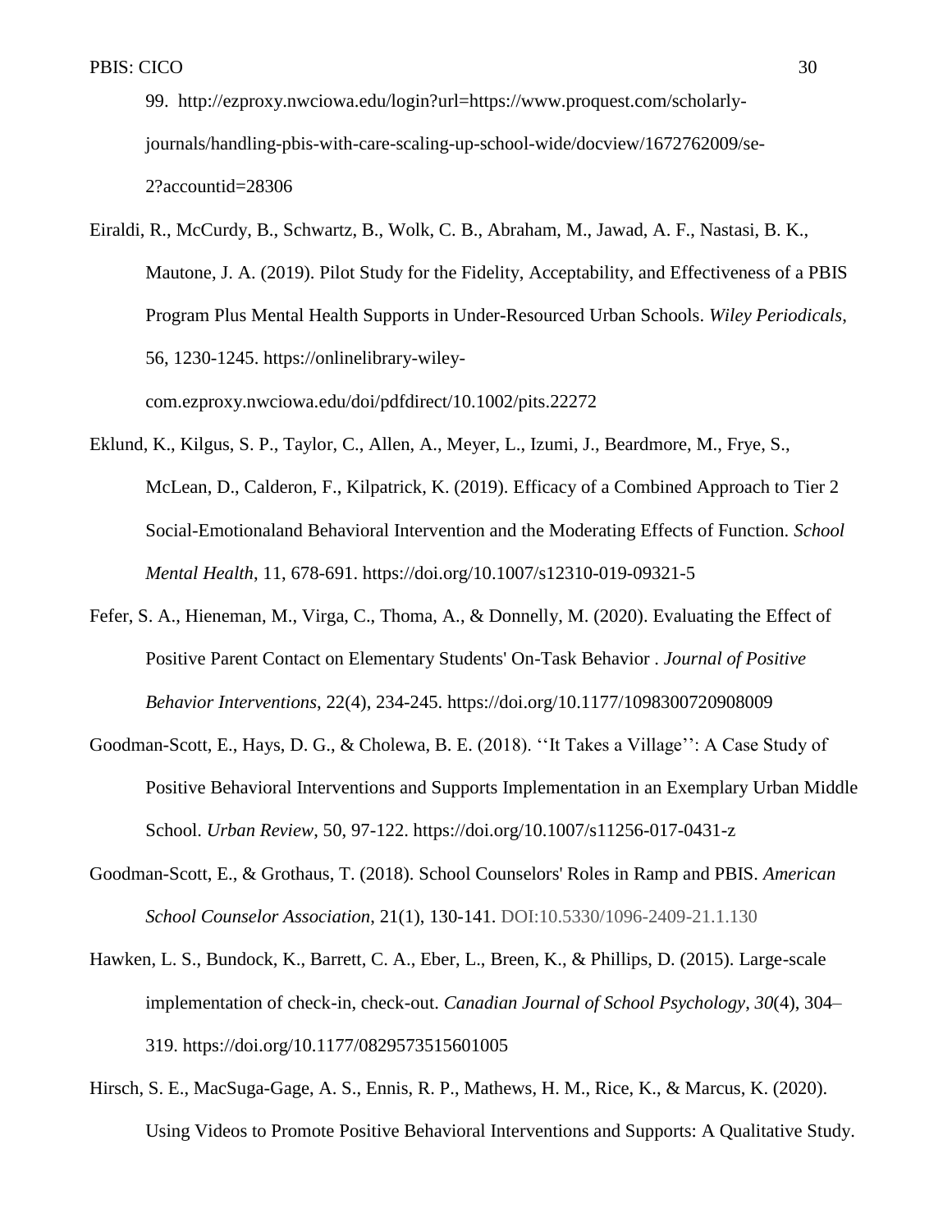99. http://ezproxy.nwciowa.edu/login?url=https://www.proquest.com/scholarly-journals/handling-pbis-with-care-scaling-up-school-wide/docview/1672762009/se-2?accountid=28306

Eiraldi, R., McCurdy, B., Schwartz, B., Wolk, C. B., Abraham, M., Jawad, A. F., Nastasi, B. K., Mautone, J. A. (2019). Pilot Study for the Fidelity, Acceptability, and Effectiveness of a PBIS Program Plus Mental Health Supports in Under-Resourced Urban Schools. *Wiley Periodicals*, 56, 1230-1245. https://onlinelibrary-wiley-com.ezproxy.nwciowa.edu/doi/pdfdirect/10.1002/pits.22272

Eklund, K., Kilgus, S. P., Taylor, C., Allen, A., Meyer, L., Izumi, J., Beardmore, M., Frye, S., McLean, D., Calderon, F., Kilpatrick, K. (2019). Efficacy of a Combined Approach to Tier 2 Social-Emotionaland Behavioral Intervention and the Moderating Effects of Function. *School Mental Health*, 11, 678-691. https://doi.org/10.1007/s12310-019-09321-5

Fefer, S. A., Hieneman, M., Virga, C., Thoma, A., & Donnelly, M. (2020). Evaluating the Effect of Positive Parent Contact on Elementary Students' On-Task Behavior . *Journal of Positive Behavior Interventions*, 22(4), 234-245. https://doi.org/10.1177/1098300720908009

Goodman-Scott, E., Hays, D. G., & Cholewa, B. E. (2018). ''It Takes a Village'': A Case Study of Positive Behavioral Interventions and Supports Implementation in an Exemplary Urban Middle School. *Urban Review*, 50, 97-122. https://doi.org/10.1007/s11256-017-0431-z

Goodman-Scott, E., & Grothaus, T. (2018). School Counselors' Roles in Ramp and PBIS. *American School Counselor Association*, 21(1), 130-141. DOI:10.5330/1096-2409-21.1.130

Hawken, L. S., Bundock, K., Barrett, C. A., Eber, L., Breen, K., & Phillips, D. (2015). Large-scale implementation of check-in, check-out. *Canadian Journal of School Psychology*, *30*(4), 304–319. https://doi.org/10.1177/0829573515601005

Hirsch, S. E., MacSuga-Gage, A. S., Ennis, R. P., Mathews, H. M., Rice, K., & Marcus, K. (2020). Using Videos to Promote Positive Behavioral Interventions and Supports: A Qualitative Study.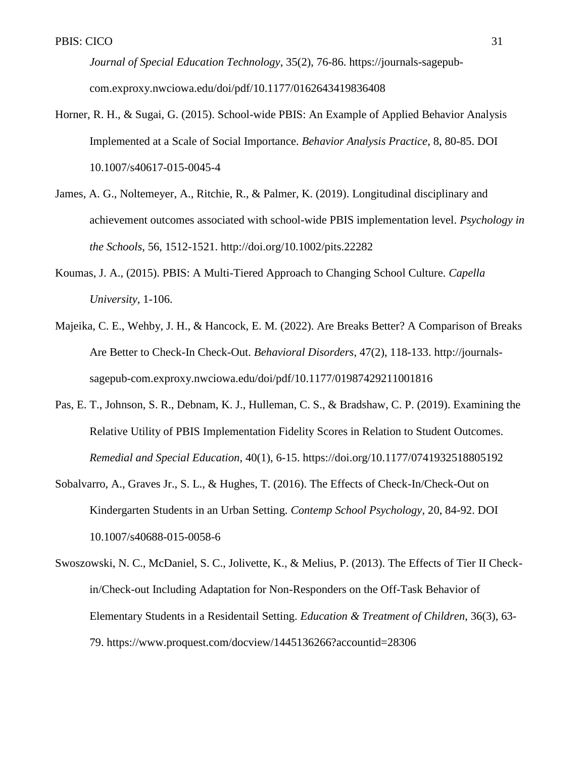*Journal of Special Education Technology*, 35(2), 76-86. https://journals-sagepub-com.exproxy.nwciowa.edu/doi/pdf/10.1177/0162643419836408

Horner, R. H., & Sugai, G. (2015). School-wide PBIS: An Example of Applied Behavior Analysis Implemented at a Scale of Social Importance. *Behavior Analysis Practice*, 8, 80-85. DOI 10.1007/s40617-015-0045-4

James, A. G., Noltemeyer, A., Ritchie, R., & Palmer, K. (2019). Longitudinal disciplinary and achievement outcomes associated with school-wide PBIS implementation level. *Psychology in the Schools*, 56, 1512-1521. http://doi.org/10.1002/pits.22282

Koumas, J. A., (2015). PBIS: A Multi-Tiered Approach to Changing School Culture. *Capella University*, 1-106.

Majeika, C. E., Wehby, J. H., & Hancock, E. M. (2022). Are Breaks Better? A Comparison of Breaks Are Better to Check-In Check-Out. *Behavioral Disorders*, 47(2), 118-133. http://journals-sagepub-com.exproxy.nwciowa.edu/doi/pdf/10.1177/01987429211001816

Pas, E. T., Johnson, S. R., Debnam, K. J., Hulleman, C. S., & Bradshaw, C. P. (2019). Examining the Relative Utility of PBIS Implementation Fidelity Scores in Relation to Student Outcomes. *Remedial and Special Education*, 40(1), 6-15. https://doi.org/10.1177/0741932518805192

Sobalvarro, A., Graves Jr., S. L., & Hughes, T. (2016). The Effects of Check-In/Check-Out on Kindergarten Students in an Urban Setting. *Contemp School Psychology*, 20, 84-92. DOI 10.1007/s40688-015-0058-6

Swoszowski, N. C., McDaniel, S. C., Jolivette, K., & Melius, P. (2013). The Effects of Tier II Check-in/Check-out Including Adaptation for Non-Responders on the Off-Task Behavior of Elementary Students in a Residentail Setting. *Education & Treatment of Children*, 36(3), 63-79. https://www.proquest.com/docview/1445136266?accountid=28306